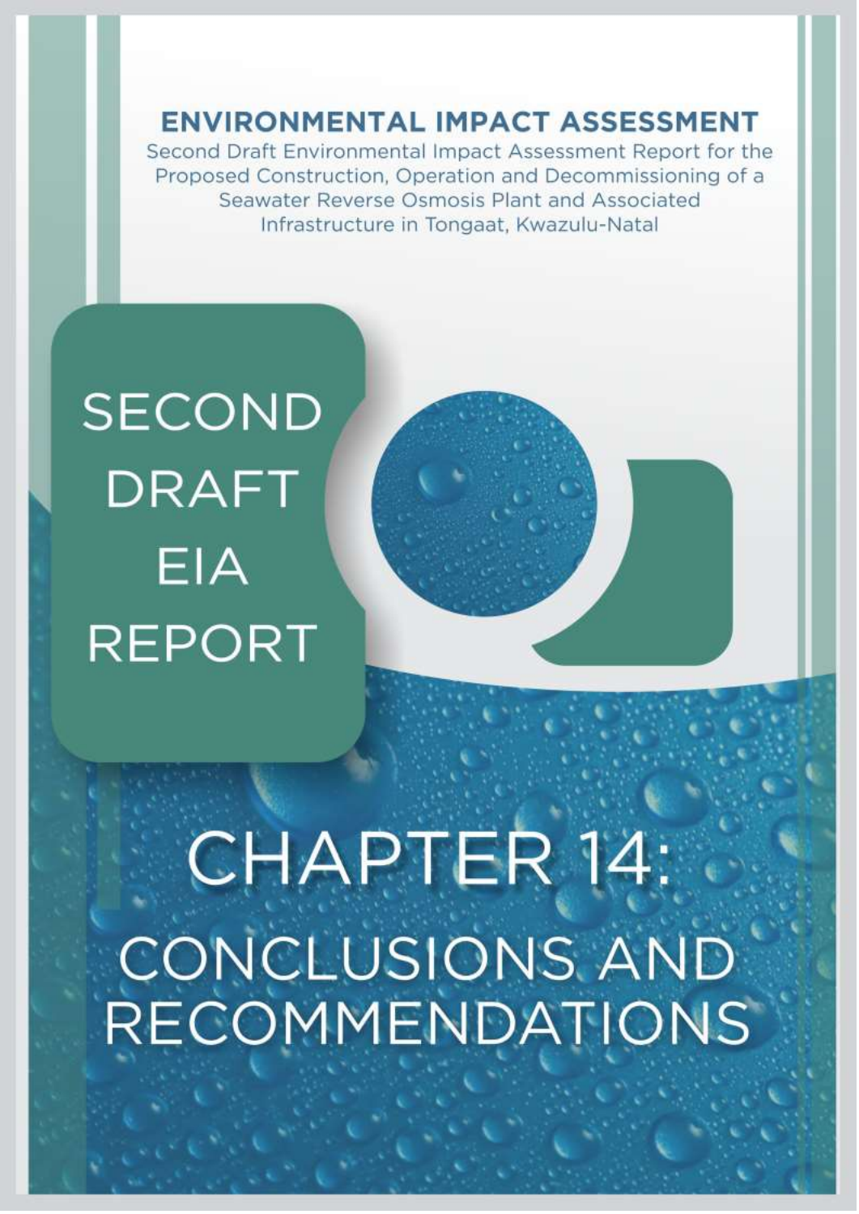# ENVIRONMENTAL IMPACT ASSESSMENT

Second Draft Environmental Impact Assessment Report for the Proposed Construction, Operation and Decommissioning of a Seawater Reverse Osmosis Plant and Associated Infrastructure in Tongaat, Kwazulu-Natal

## SECOND DRAFT EIA REPORT

# CHAPTER 14: CONCLUSIONS AND RECOMMENDATIONS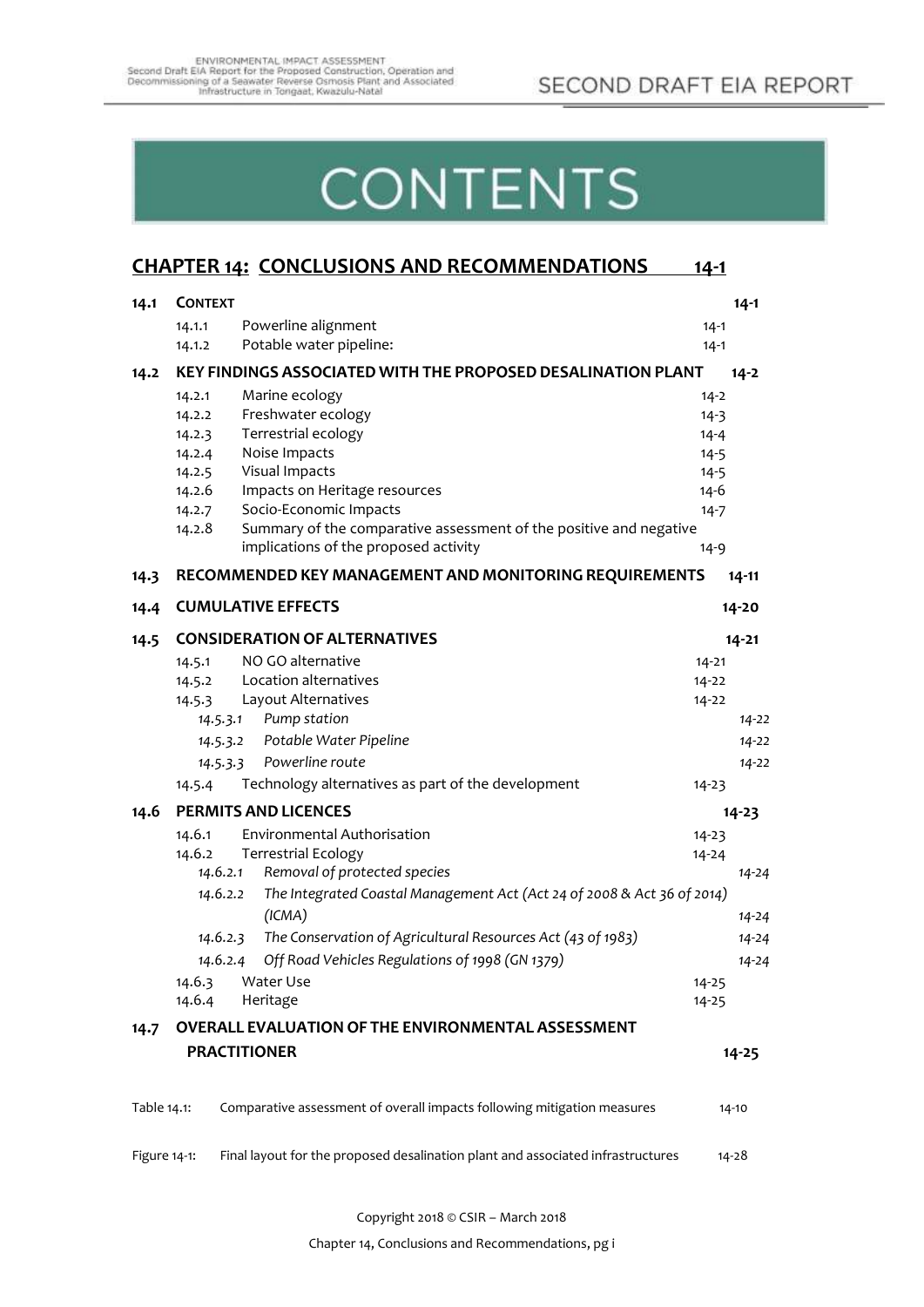# CONTENTS

## CHAPTER 14: CONCLUSIONS AND RECOMMENDATIONS 14-1

**14.1 CONTEXT** 14-1

- 14.1.1 Powerline alignment 14-1
- 14.1.2 Potable water pipeline: 14-1

**14.2 KEY FINDINGS ASSOCIATED WITH THE PROPOSED DESALINATION PLANT** 14-2

- 14.2.1 Marine ecology 14-2
- 14.2.2 Freshwater ecology 14-3
- 14.2.3 Terrestrial ecology 14-4
- 14.2.4 Noise Impacts 14-5
- 14.2.5 Visual Impacts 14-5
- 14.2.6 Impacts on Heritage resources 14-6
- 14.2.7 Socio-Economic Impacts 14-7
- 14.2.8 Summary of the comparative assessment of the positive and negative implications of the proposed activity 14-9

**14.3 RECOMMENDED KEY MANAGEMENT AND MONITORING REQUIREMENTS** 14-11

**14.4 CUMULATIVE EFFECTS** 14-20

**14.5 CONSIDERATION OF ALTERNATIVES** 14-21

- 14.5.1 NO GO alternative 14-21
- 14.5.2 Location alternatives 14-22
- 14.5.3 Layout Alternatives 14-22
  - 14.5.3.1 *Pump station* 14-22
  - 14.5.3.2 *Potable Water Pipeline* 14-22
  - 14.5.3.3 *Powerline route* 14-22
- 14.5.4 Technology alternatives as part of the development 14-23

**14.6 PERMITS AND LICENCES** 14-23

- 14.6.1 Environmental Authorisation 14-23
- 14.6.2 Terrestrial Ecology 14-24
  - 14.6.2.1 *Removal of protected species* 14-24
  - 14.6.2.2 *The Integrated Coastal Management Act (Act 24 of 2008 & Act 36 of 2014) (ICMA)* 14-24
  - 14.6.2.3 *The Conservation of Agricultural Resources Act (43 of 1983)* 14-24
  - 14.6.2.4 *Off Road Vehicles Regulations of 1998 (GN 1379)* 14-24
- 14.6.3 Water Use 14-25
- 14.6.4 Heritage 14-25

**14.7 OVERALL EVALUATION OF THE ENVIRONMENTAL ASSESSMENT PRACTITIONER** 14-25

Table 14.1: Comparative assessment of overall impacts following mitigation measures 14-10

Figure 14-1: Final layout for the proposed desalination plant and associated infrastructures 14-28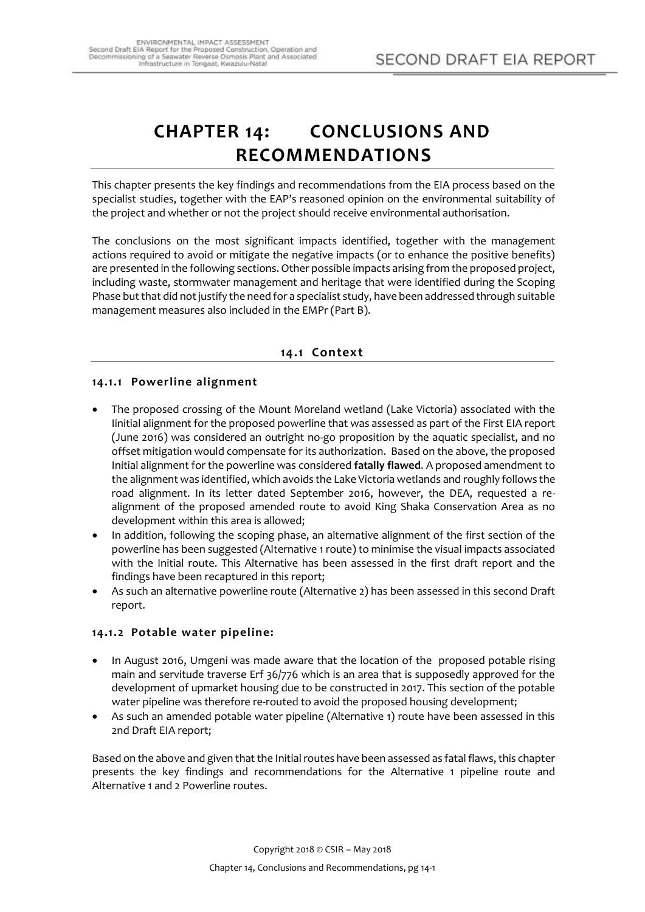# CHAPTER 14: CONCLUSIONS AND RECOMMENDATIONS

This chapter presents the key findings and recommendations from the EIA process based on the specialist studies, together with the EAP's reasoned opinion on the environmental suitability of the project and whether or not the project should receive environmental authorisation.

The conclusions on the most significant impacts identified, together with the management actions required to avoid or mitigate the negative impacts (or to enhance the positive benefits) are presented in the following sections. Other possible impacts arising from the proposed project, including waste, stormwater management and heritage that were identified during the Scoping Phase but that did not justify the need for a specialist study, have been addressed through suitable management measures also included in the EMPr (Part B).

## 14.1 Context

### 14.1.1 Powerline alignment

- The proposed crossing of the Mount Moreland wetland (Lake Victoria) associated with the Iinitial alignment for the proposed powerline that was assessed as part of the First EIA report (June 2016) was considered an outright no-go proposition by the aquatic specialist, and no offset mitigation would compensate for its authorization. Based on the above, the proposed Initial alignment for the powerline was considered **fatally flawed**. A proposed amendment to the alignment was identified, which avoids the Lake Victoria wetlands and roughly follows the road alignment. In its letter dated September 2016, however, the DEA, requested a re-alignment of the proposed amended route to avoid King Shaka Conservation Area as no development within this area is allowed;
- In addition, following the scoping phase, an alternative alignment of the first section of the powerline has been suggested (Alternative 1 route) to minimise the visual impacts associated with the Initial route. This Alternative has been assessed in the first draft report and the findings have been recaptured in this report;
- As such an alternative powerline route (Alternative 2) has been assessed in this second Draft report.

### 14.1.2 Potable water pipeline:

- In August 2016, Umgeni was made aware that the location of the proposed potable rising main and servitude traverse Erf 36/776 which is an area that is supposedly approved for the development of upmarket housing due to be constructed in 2017. This section of the potable water pipeline was therefore re-routed to avoid the proposed housing development;
- As such an amended potable water pipeline (Alternative 1) route have been assessed in this 2nd Draft EIA report;

Based on the above and given that the Initial routes have been assessed as fatal flaws, this chapter presents the key findings and recommendations for the Alternative 1 pipeline route and Alternative 1 and 2 Powerline routes.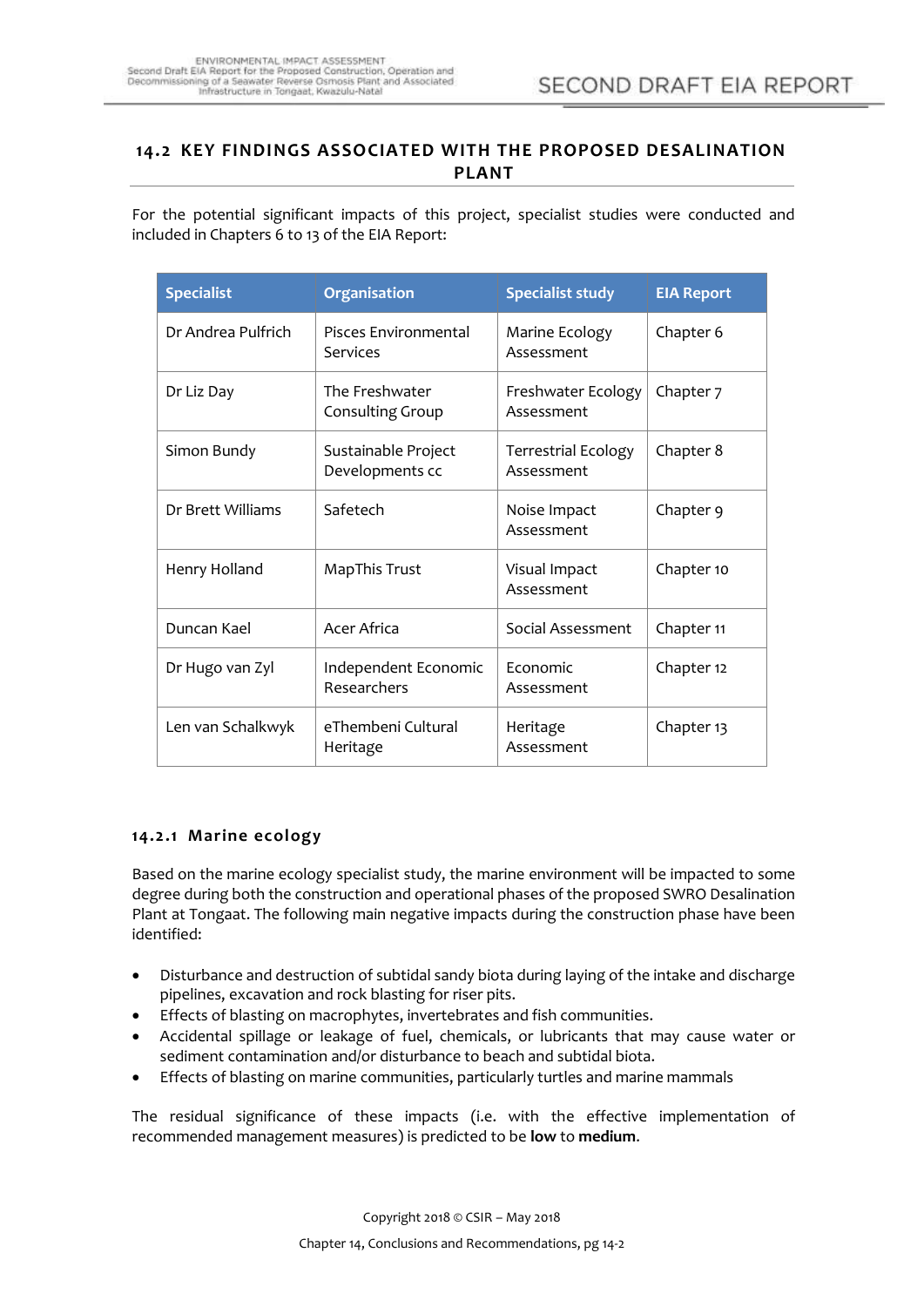## 14.2 KEY FINDINGS ASSOCIATED WITH THE PROPOSED DESALINATION PLANT

For the potential significant impacts of this project, specialist studies were conducted and included in Chapters 6 to 13 of the EIA Report:

| Specialist | Organisation | Specialist study | EIA Report |
|---|---|---|---|
| Dr Andrea Pulfrich | Pisces Environmental Services | Marine Ecology Assessment | Chapter 6 |
| Dr Liz Day | The Freshwater Consulting Group | Freshwater Ecology Assessment | Chapter 7 |
| Simon Bundy | Sustainable Project Developments cc | Terrestrial Ecology Assessment | Chapter 8 |
| Dr Brett Williams | Safetech | Noise Impact Assessment | Chapter 9 |
| Henry Holland | MapThis Trust | Visual Impact Assessment | Chapter 10 |
| Duncan Kael | Acer Africa | Social Assessment | Chapter 11 |
| Dr Hugo van Zyl | Independent Economic Researchers | Economic Assessment | Chapter 12 |
| Len van Schalkwyk | eThembeni Cultural Heritage | Heritage Assessment | Chapter 13 |

### 14.2.1 Marine ecology

Based on the marine ecology specialist study, the marine environment will be impacted to some degree during both the construction and operational phases of the proposed SWRO Desalination Plant at Tongaat. The following main negative impacts during the construction phase have been identified:

- Disturbance and destruction of subtidal sandy biota during laying of the intake and discharge pipelines, excavation and rock blasting for riser pits.
- Effects of blasting on macrophytes, invertebrates and fish communities.
- Accidental spillage or leakage of fuel, chemicals, or lubricants that may cause water or sediment contamination and/or disturbance to beach and subtidal biota.
- Effects of blasting on marine communities, particularly turtles and marine mammals

The residual significance of these impacts (i.e. with the effective implementation of recommended management measures) is predicted to be **low** to **medium**.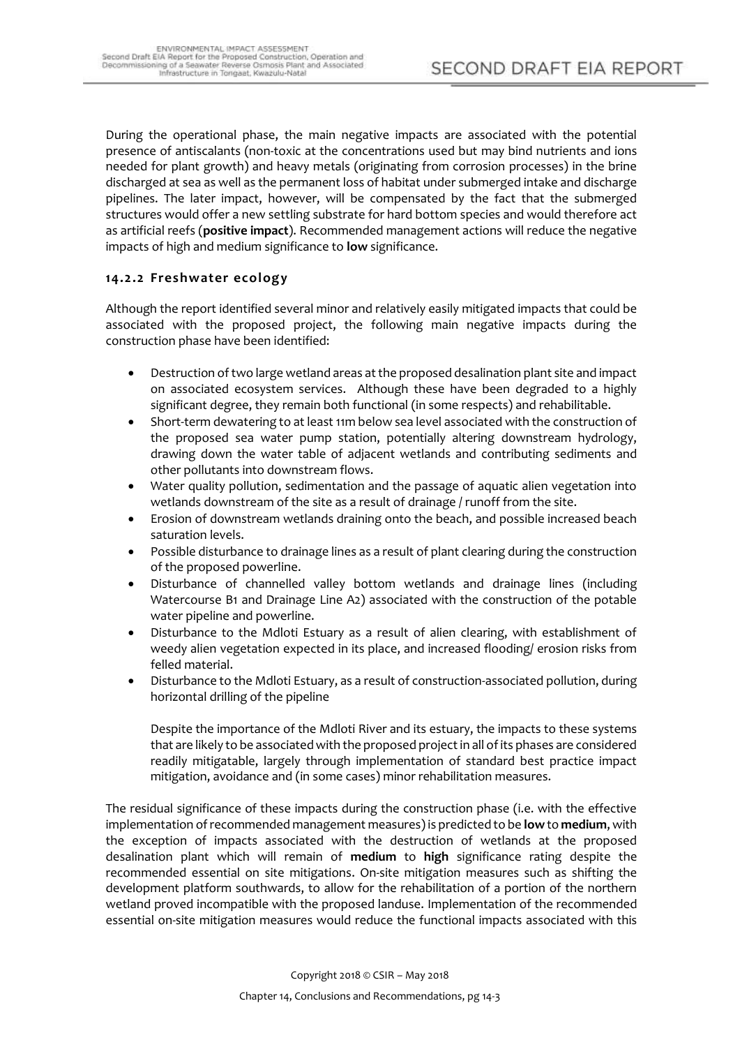During the operational phase, the main negative impacts are associated with the potential presence of antiscalants (non-toxic at the concentrations used but may bind nutrients and ions needed for plant growth) and heavy metals (originating from corrosion processes) in the brine discharged at sea as well as the permanent loss of habitat under submerged intake and discharge pipelines. The later impact, however, will be compensated by the fact that the submerged structures would offer a new settling substrate for hard bottom species and would therefore act as artificial reefs (**positive impact**). Recommended management actions will reduce the negative impacts of high and medium significance to **low** significance.

### 14.2.2 Freshwater ecology

Although the report identified several minor and relatively easily mitigated impacts that could be associated with the proposed project, the following main negative impacts during the construction phase have been identified:

- Destruction of two large wetland areas at the proposed desalination plant site and impact on associated ecosystem services. Although these have been degraded to a highly significant degree, they remain both functional (in some respects) and rehabilitable.
- Short-term dewatering to at least 11m below sea level associated with the construction of the proposed sea water pump station, potentially altering downstream hydrology, drawing down the water table of adjacent wetlands and contributing sediments and other pollutants into downstream flows.
- Water quality pollution, sedimentation and the passage of aquatic alien vegetation into wetlands downstream of the site as a result of drainage / runoff from the site.
- Erosion of downstream wetlands draining onto the beach, and possible increased beach saturation levels.
- Possible disturbance to drainage lines as a result of plant clearing during the construction of the proposed powerline.
- Disturbance of channelled valley bottom wetlands and drainage lines (including Watercourse B1 and Drainage Line A2) associated with the construction of the potable water pipeline and powerline.
- Disturbance to the Mdloti Estuary as a result of alien clearing, with establishment of weedy alien vegetation expected in its place, and increased flooding/ erosion risks from felled material.
- Disturbance to the Mdloti Estuary, as a result of construction-associated pollution, during horizontal drilling of the pipeline

  Despite the importance of the Mdloti River and its estuary, the impacts to these systems that are likely to be associated with the proposed project in all of its phases are considered readily mitigatable, largely through implementation of standard best practice impact mitigation, avoidance and (in some cases) minor rehabilitation measures.

The residual significance of these impacts during the construction phase (i.e. with the effective implementation of recommended management measures) is predicted to be **low** to **medium**, with the exception of impacts associated with the destruction of wetlands at the proposed desalination plant which will remain of **medium** to **high** significance rating despite the recommended essential on site mitigations. On-site mitigation measures such as shifting the development platform southwards, to allow for the rehabilitation of a portion of the northern wetland proved incompatible with the proposed landuse. Implementation of the recommended essential on-site mitigation measures would reduce the functional impacts associated with this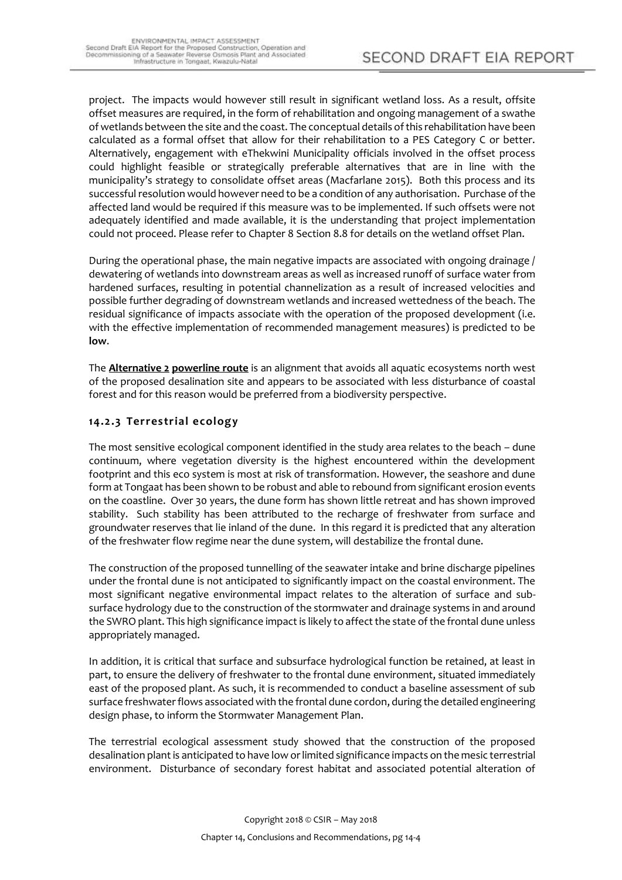project. The impacts would however still result in significant wetland loss. As a result, offsite offset measures are required, in the form of rehabilitation and ongoing management of a swathe of wetlands between the site and the coast. The conceptual details of this rehabilitation have been calculated as a formal offset that allow for their rehabilitation to a PES Category C or better. Alternatively, engagement with eThekwini Municipality officials involved in the offset process could highlight feasible or strategically preferable alternatives that are in line with the municipality's strategy to consolidate offset areas (Macfarlane 2015). Both this process and its successful resolution would however need to be a condition of any authorisation. Purchase of the affected land would be required if this measure was to be implemented. If such offsets were not adequately identified and made available, it is the understanding that project implementation could not proceed. Please refer to Chapter 8 Section 8.8 for details on the wetland offset Plan.

During the operational phase, the main negative impacts are associated with ongoing drainage / dewatering of wetlands into downstream areas as well as increased runoff of surface water from hardened surfaces, resulting in potential channelization as a result of increased velocities and possible further degrading of downstream wetlands and increased wettedness of the beach. The residual significance of impacts associate with the operation of the proposed development (i.e. with the effective implementation of recommended management measures) is predicted to be **low**.

The **Alternative 2 powerline route** is an alignment that avoids all aquatic ecosystems north west of the proposed desalination site and appears to be associated with less disturbance of coastal forest and for this reason would be preferred from a biodiversity perspective.

### 14.2.3 Terrestrial ecology

The most sensitive ecological component identified in the study area relates to the beach – dune continuum, where vegetation diversity is the highest encountered within the development footprint and this eco system is most at risk of transformation. However, the seashore and dune form at Tongaat has been shown to be robust and able to rebound from significant erosion events on the coastline. Over 30 years, the dune form has shown little retreat and has shown improved stability. Such stability has been attributed to the recharge of freshwater from surface and groundwater reserves that lie inland of the dune. In this regard it is predicted that any alteration of the freshwater flow regime near the dune system, will destabilize the frontal dune.

The construction of the proposed tunnelling of the seawater intake and brine discharge pipelines under the frontal dune is not anticipated to significantly impact on the coastal environment. The most significant negative environmental impact relates to the alteration of surface and sub-surface hydrology due to the construction of the stormwater and drainage systems in and around the SWRO plant. This high significance impact is likely to affect the state of the frontal dune unless appropriately managed.

In addition, it is critical that surface and subsurface hydrological function be retained, at least in part, to ensure the delivery of freshwater to the frontal dune environment, situated immediately east of the proposed plant. As such, it is recommended to conduct a baseline assessment of sub surface freshwater flows associated with the frontal dune cordon, during the detailed engineering design phase, to inform the Stormwater Management Plan.

The terrestrial ecological assessment study showed that the construction of the proposed desalination plant is anticipated to have low or limited significance impacts on the mesic terrestrial environment. Disturbance of secondary forest habitat and associated potential alteration of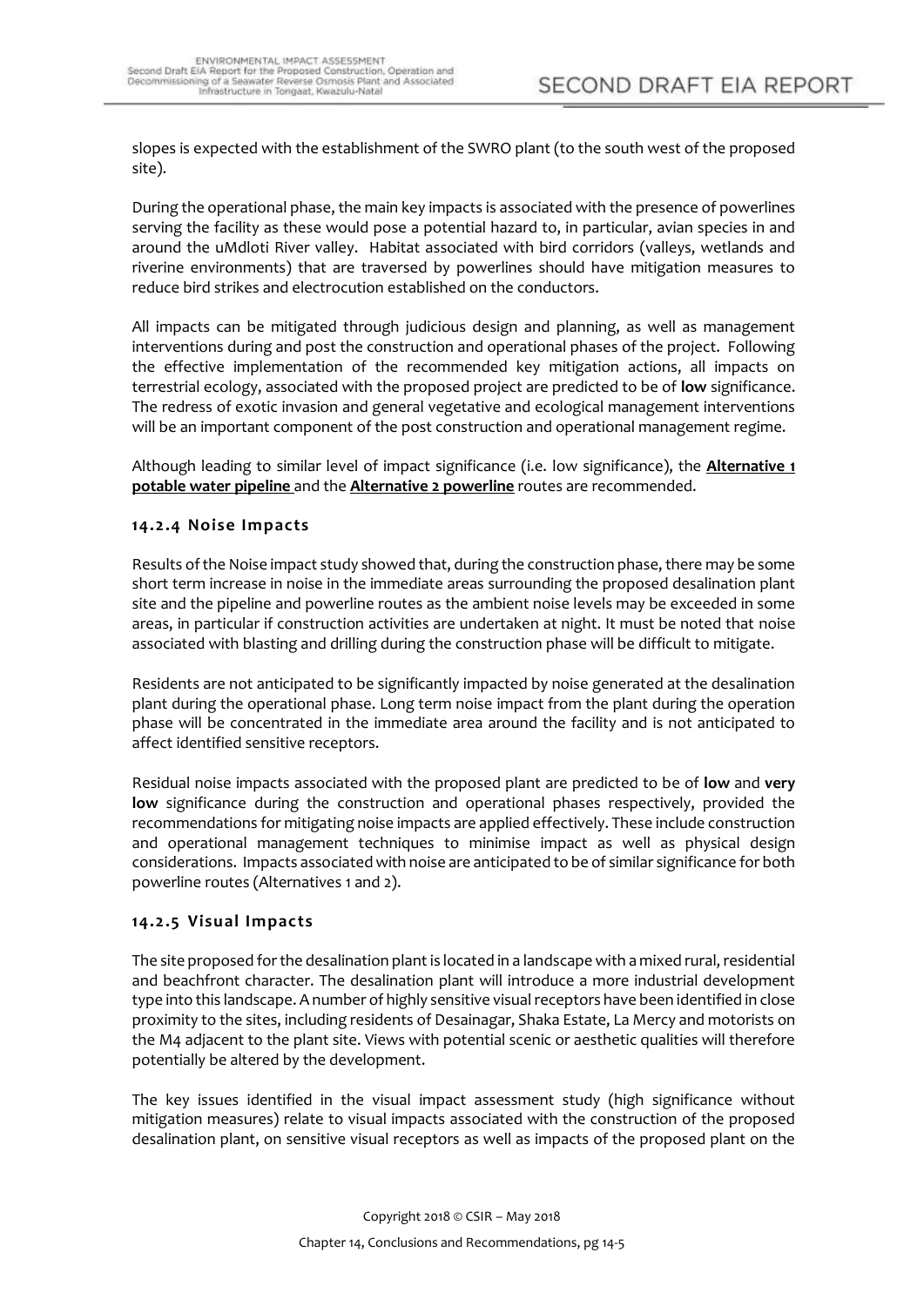slopes is expected with the establishment of the SWRO plant (to the south west of the proposed site).

During the operational phase, the main key impacts is associated with the presence of powerlines serving the facility as these would pose a potential hazard to, in particular, avian species in and around the uMdloti River valley. Habitat associated with bird corridors (valleys, wetlands and riverine environments) that are traversed by powerlines should have mitigation measures to reduce bird strikes and electrocution established on the conductors.

All impacts can be mitigated through judicious design and planning, as well as management interventions during and post the construction and operational phases of the project. Following the effective implementation of the recommended key mitigation actions, all impacts on terrestrial ecology, associated with the proposed project are predicted to be of **low** significance. The redress of exotic invasion and general vegetative and ecological management interventions will be an important component of the post construction and operational management regime.

Although leading to similar level of impact significance (i.e. low significance), the **Alternative 1 potable water pipeline** and the **Alternative 2 powerline** routes are recommended.

### 14.2.4 Noise Impacts

Results of the Noise impact study showed that, during the construction phase, there may be some short term increase in noise in the immediate areas surrounding the proposed desalination plant site and the pipeline and powerline routes as the ambient noise levels may be exceeded in some areas, in particular if construction activities are undertaken at night. It must be noted that noise associated with blasting and drilling during the construction phase will be difficult to mitigate.

Residents are not anticipated to be significantly impacted by noise generated at the desalination plant during the operational phase. Long term noise impact from the plant during the operation phase will be concentrated in the immediate area around the facility and is not anticipated to affect identified sensitive receptors.

Residual noise impacts associated with the proposed plant are predicted to be of **low** and **very low** significance during the construction and operational phases respectively, provided the recommendations for mitigating noise impacts are applied effectively. These include construction and operational management techniques to minimise impact as well as physical design considerations. Impacts associated with noise are anticipated to be of similar significance for both powerline routes (Alternatives 1 and 2).

### 14.2.5 Visual Impacts

The site proposed for the desalination plant is located in a landscape with a mixed rural, residential and beachfront character. The desalination plant will introduce a more industrial development type into this landscape. A number of highly sensitive visual receptors have been identified in close proximity to the sites, including residents of Desainagar, Shaka Estate, La Mercy and motorists on the M4 adjacent to the plant site. Views with potential scenic or aesthetic qualities will therefore potentially be altered by the development.

The key issues identified in the visual impact assessment study (high significance without mitigation measures) relate to visual impacts associated with the construction of the proposed desalination plant, on sensitive visual receptors as well as impacts of the proposed plant on the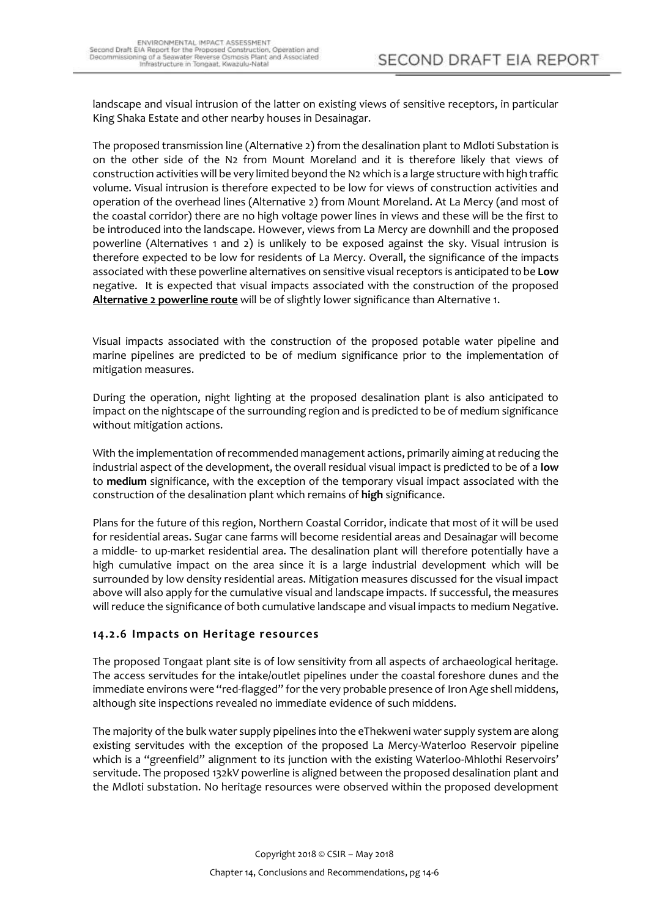landscape and visual intrusion of the latter on existing views of sensitive receptors, in particular King Shaka Estate and other nearby houses in Desainagar.

The proposed transmission line (Alternative 2) from the desalination plant to Mdloti Substation is on the other side of the N2 from Mount Moreland and it is therefore likely that views of construction activities will be very limited beyond the N2 which is a large structure with high traffic volume. Visual intrusion is therefore expected to be low for views of construction activities and operation of the overhead lines (Alternative 2) from Mount Moreland. At La Mercy (and most of the coastal corridor) there are no high voltage power lines in views and these will be the first to be introduced into the landscape. However, views from La Mercy are downhill and the proposed powerline (Alternatives 1 and 2) is unlikely to be exposed against the sky. Visual intrusion is therefore expected to be low for residents of La Mercy. Overall, the significance of the impacts associated with these powerline alternatives on sensitive visual receptors is anticipated to be **Low** negative. It is expected that visual impacts associated with the construction of the proposed **Alternative 2 powerline route** will be of slightly lower significance than Alternative 1.

Visual impacts associated with the construction of the proposed potable water pipeline and marine pipelines are predicted to be of medium significance prior to the implementation of mitigation measures.

During the operation, night lighting at the proposed desalination plant is also anticipated to impact on the nightscape of the surrounding region and is predicted to be of medium significance without mitigation actions.

With the implementation of recommended management actions, primarily aiming at reducing the industrial aspect of the development, the overall residual visual impact is predicted to be of a **low** to **medium** significance, with the exception of the temporary visual impact associated with the construction of the desalination plant which remains of **high** significance.

Plans for the future of this region, Northern Coastal Corridor, indicate that most of it will be used for residential areas. Sugar cane farms will become residential areas and Desainagar will become a middle- to up-market residential area. The desalination plant will therefore potentially have a high cumulative impact on the area since it is a large industrial development which will be surrounded by low density residential areas. Mitigation measures discussed for the visual impact above will also apply for the cumulative visual and landscape impacts. If successful, the measures will reduce the significance of both cumulative landscape and visual impacts to medium Negative.

### 14.2.6 Impacts on Heritage resources

The proposed Tongaat plant site is of low sensitivity from all aspects of archaeological heritage. The access servitudes for the intake/outlet pipelines under the coastal foreshore dunes and the immediate environs were "red-flagged" for the very probable presence of Iron Age shell middens, although site inspections revealed no immediate evidence of such middens.

The majority of the bulk water supply pipelines into the eThekweni water supply system are along existing servitudes with the exception of the proposed La Mercy-Waterloo Reservoir pipeline which is a "greenfield" alignment to its junction with the existing Waterloo-Mhlothi Reservoirs' servitude. The proposed 132kV powerline is aligned between the proposed desalination plant and the Mdloti substation. No heritage resources were observed within the proposed development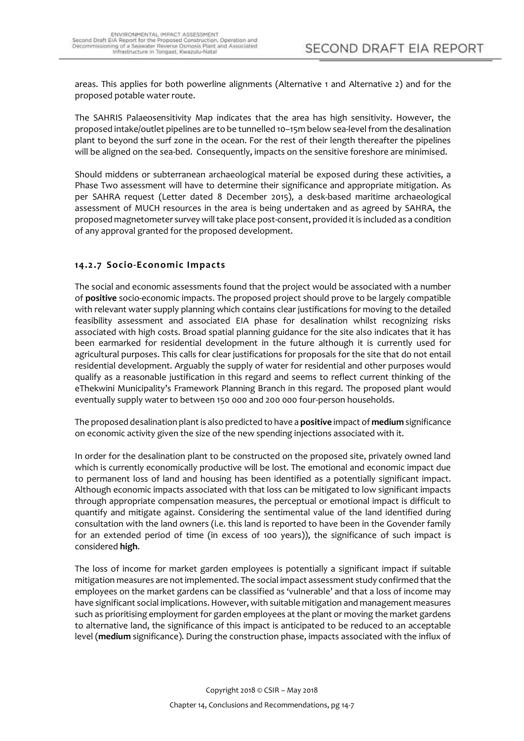areas. This applies for both powerline alignments (Alternative 1 and Alternative 2) and for the proposed potable water route.

The SAHRIS Palaeosensitivity Map indicates that the area has high sensitivity. However, the proposed intake/outlet pipelines are to be tunnelled 10–15m below sea-level from the desalination plant to beyond the surf zone in the ocean. For the rest of their length thereafter the pipelines will be aligned on the sea-bed. Consequently, impacts on the sensitive foreshore are minimised.

Should middens or subterranean archaeological material be exposed during these activities, a Phase Two assessment will have to determine their significance and appropriate mitigation. As per SAHRA request (Letter dated 8 December 2015), a desk-based maritime archaeological assessment of MUCH resources in the area is being undertaken and as agreed by SAHRA, the proposed magnetometer survey will take place post-consent, provided it is included as a condition of any approval granted for the proposed development.

### 14.2.7 Socio-Economic Impacts

The social and economic assessments found that the project would be associated with a number of **positive** socio-economic impacts. The proposed project should prove to be largely compatible with relevant water supply planning which contains clear justifications for moving to the detailed feasibility assessment and associated EIA phase for desalination whilst recognizing risks associated with high costs. Broad spatial planning guidance for the site also indicates that it has been earmarked for residential development in the future although it is currently used for agricultural purposes. This calls for clear justifications for proposals for the site that do not entail residential development. Arguably the supply of water for residential and other purposes would qualify as a reasonable justification in this regard and seems to reflect current thinking of the eThekwini Municipality's Framework Planning Branch in this regard. The proposed plant would eventually supply water to between 150 000 and 200 000 four-person households.

The proposed desalination plant is also predicted to have a **positive** impact of **medium** significance on economic activity given the size of the new spending injections associated with it.

In order for the desalination plant to be constructed on the proposed site, privately owned land which is currently economically productive will be lost. The emotional and economic impact due to permanent loss of land and housing has been identified as a potentially significant impact. Although economic impacts associated with that loss can be mitigated to low significant impacts through appropriate compensation measures, the perceptual or emotional impact is difficult to quantify and mitigate against. Considering the sentimental value of the land identified during consultation with the land owners (i.e. this land is reported to have been in the Govender family for an extended period of time (in excess of 100 years)), the significance of such impact is considered **high**.

The loss of income for market garden employees is potentially a significant impact if suitable mitigation measures are not implemented. The social impact assessment study confirmed that the employees on the market gardens can be classified as 'vulnerable' and that a loss of income may have significant social implications. However, with suitable mitigation and management measures such as prioritising employment for garden employees at the plant or moving the market gardens to alternative land, the significance of this impact is anticipated to be reduced to an acceptable level (**medium** significance). During the construction phase, impacts associated with the influx of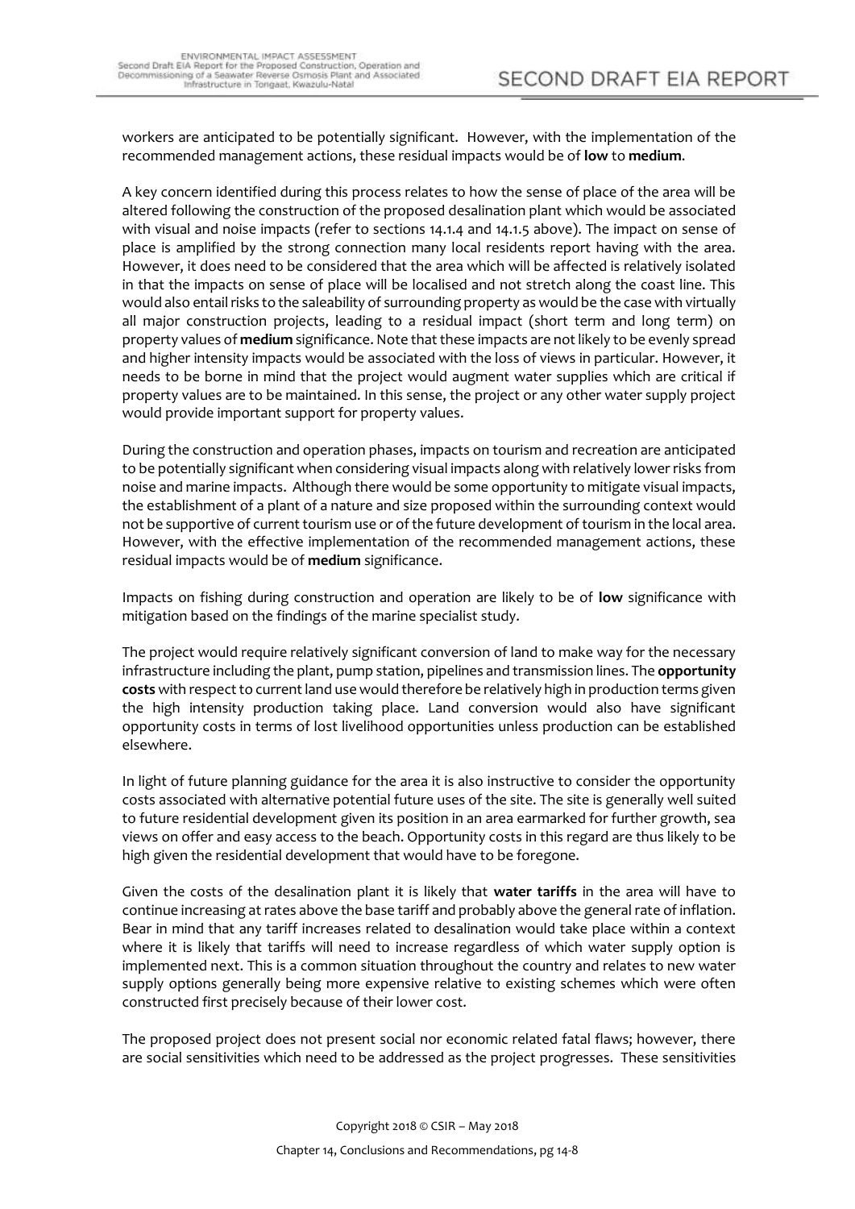workers are anticipated to be potentially significant. However, with the implementation of the recommended management actions, these residual impacts would be of **low** to **medium**.

A key concern identified during this process relates to how the sense of place of the area will be altered following the construction of the proposed desalination plant which would be associated with visual and noise impacts (refer to sections 14.1.4 and 14.1.5 above). The impact on sense of place is amplified by the strong connection many local residents report having with the area. However, it does need to be considered that the area which will be affected is relatively isolated in that the impacts on sense of place will be localised and not stretch along the coast line. This would also entail risks to the saleability of surrounding property as would be the case with virtually all major construction projects, leading to a residual impact (short term and long term) on property values of **medium** significance. Note that these impacts are not likely to be evenly spread and higher intensity impacts would be associated with the loss of views in particular. However, it needs to be borne in mind that the project would augment water supplies which are critical if property values are to be maintained. In this sense, the project or any other water supply project would provide important support for property values.

During the construction and operation phases, impacts on tourism and recreation are anticipated to be potentially significant when considering visual impacts along with relatively lower risks from noise and marine impacts. Although there would be some opportunity to mitigate visual impacts, the establishment of a plant of a nature and size proposed within the surrounding context would not be supportive of current tourism use or of the future development of tourism in the local area. However, with the effective implementation of the recommended management actions, these residual impacts would be of **medium** significance.

Impacts on fishing during construction and operation are likely to be of **low** significance with mitigation based on the findings of the marine specialist study.

The project would require relatively significant conversion of land to make way for the necessary infrastructure including the plant, pump station, pipelines and transmission lines. The **opportunity costs** with respect to current land use would therefore be relatively high in production terms given the high intensity production taking place. Land conversion would also have significant opportunity costs in terms of lost livelihood opportunities unless production can be established elsewhere.

In light of future planning guidance for the area it is also instructive to consider the opportunity costs associated with alternative potential future uses of the site. The site is generally well suited to future residential development given its position in an area earmarked for further growth, sea views on offer and easy access to the beach. Opportunity costs in this regard are thus likely to be high given the residential development that would have to be foregone.

Given the costs of the desalination plant it is likely that **water tariffs** in the area will have to continue increasing at rates above the base tariff and probably above the general rate of inflation. Bear in mind that any tariff increases related to desalination would take place within a context where it is likely that tariffs will need to increase regardless of which water supply option is implemented next. This is a common situation throughout the country and relates to new water supply options generally being more expensive relative to existing schemes which were often constructed first precisely because of their lower cost.

The proposed project does not present social nor economic related fatal flaws; however, there are social sensitivities which need to be addressed as the project progresses. These sensitivities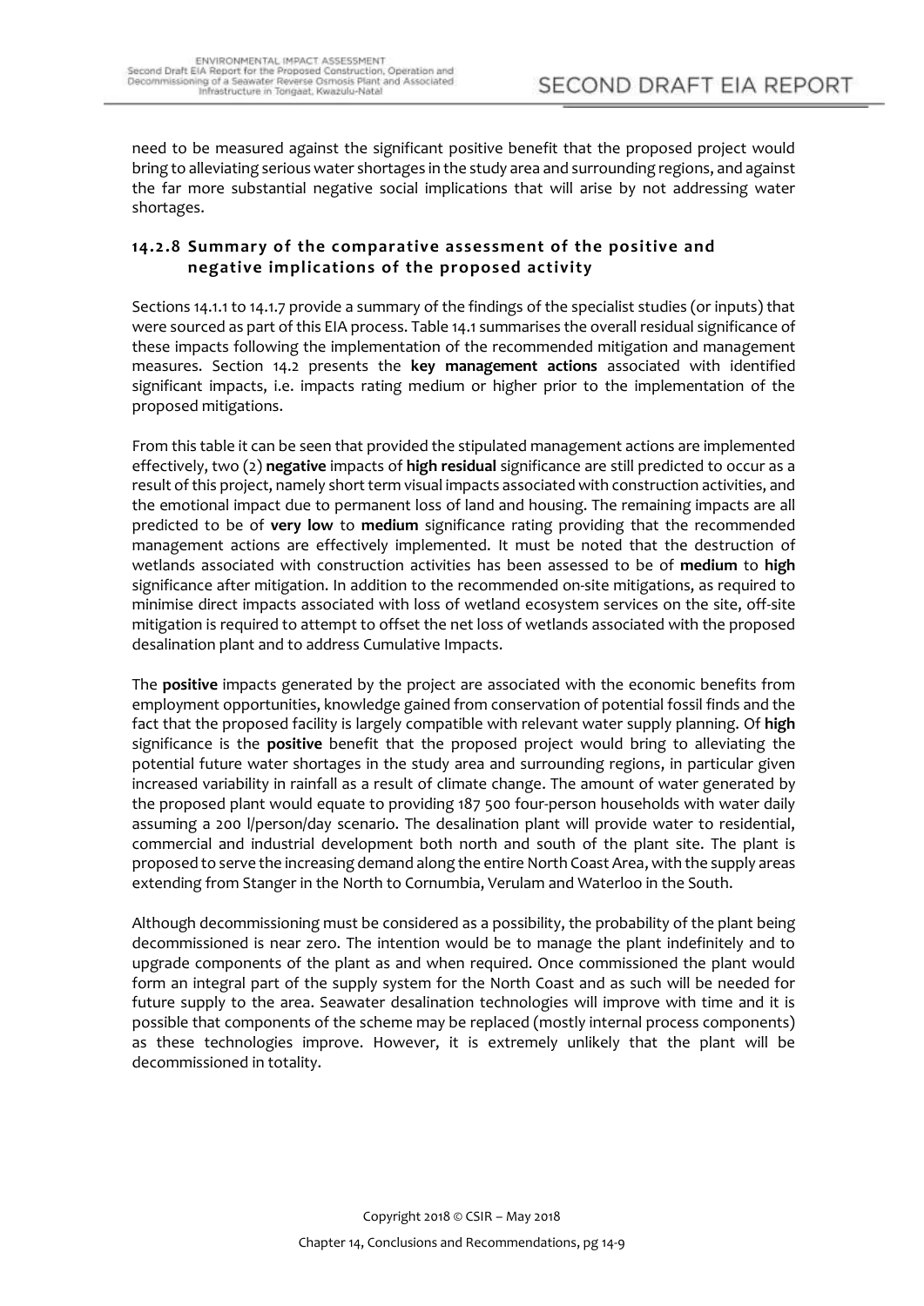need to be measured against the significant positive benefit that the proposed project would bring to alleviating serious water shortages in the study area and surrounding regions, and against the far more substantial negative social implications that will arise by not addressing water shortages.

### 14.2.8 Summary of the comparative assessment of the positive and negative implications of the proposed activity

Sections 14.1.1 to 14.1.7 provide a summary of the findings of the specialist studies (or inputs) that were sourced as part of this EIA process. Table 14.1 summarises the overall residual significance of these impacts following the implementation of the recommended mitigation and management measures. Section 14.2 presents the **key management actions** associated with identified significant impacts, i.e. impacts rating medium or higher prior to the implementation of the proposed mitigations.

From this table it can be seen that provided the stipulated management actions are implemented effectively, two (2) **negative** impacts of **high residual** significance are still predicted to occur as a result of this project, namely short term visual impacts associated with construction activities, and the emotional impact due to permanent loss of land and housing. The remaining impacts are all predicted to be of **very low** to **medium** significance rating providing that the recommended management actions are effectively implemented. It must be noted that the destruction of wetlands associated with construction activities has been assessed to be of **medium** to **high** significance after mitigation. In addition to the recommended on-site mitigations, as required to minimise direct impacts associated with loss of wetland ecosystem services on the site, off-site mitigation is required to attempt to offset the net loss of wetlands associated with the proposed desalination plant and to address Cumulative Impacts.

The **positive** impacts generated by the project are associated with the economic benefits from employment opportunities, knowledge gained from conservation of potential fossil finds and the fact that the proposed facility is largely compatible with relevant water supply planning. Of **high** significance is the **positive** benefit that the proposed project would bring to alleviating the potential future water shortages in the study area and surrounding regions, in particular given increased variability in rainfall as a result of climate change. The amount of water generated by the proposed plant would equate to providing 187 500 four-person households with water daily assuming a 200 l/person/day scenario. The desalination plant will provide water to residential, commercial and industrial development both north and south of the plant site. The plant is proposed to serve the increasing demand along the entire North Coast Area, with the supply areas extending from Stanger in the North to Cornumbia, Verulam and Waterloo in the South.

Although decommissioning must be considered as a possibility, the probability of the plant being decommissioned is near zero. The intention would be to manage the plant indefinitely and to upgrade components of the plant as and when required. Once commissioned the plant would form an integral part of the supply system for the North Coast and as such will be needed for future supply to the area. Seawater desalination technologies will improve with time and it is possible that components of the scheme may be replaced (mostly internal process components) as these technologies improve. However, it is extremely unlikely that the plant will be decommissioned in totality.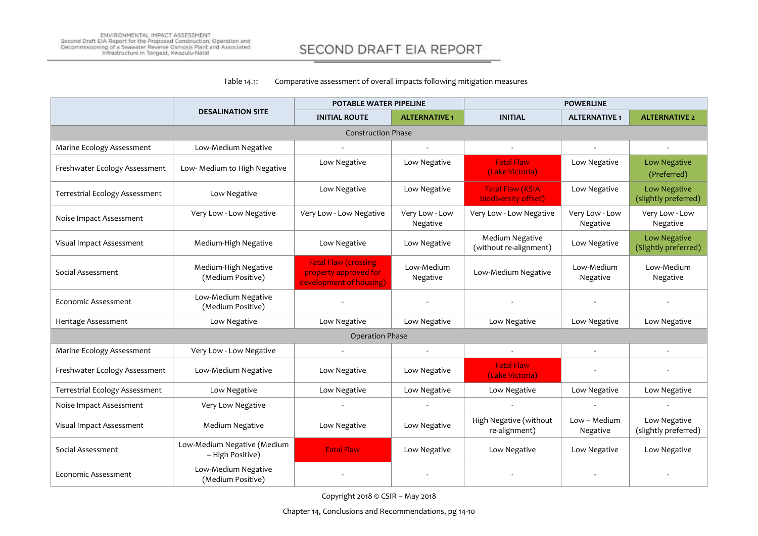Table 14.1: Comparative assessment of overall impacts following mitigation measures

| | DESALINATION SITE | POTABLE WATER PIPELINE | | POWERLINE | | |
|---|---|---|---|---|---|---|
| | | INITIAL ROUTE | ALTERNATIVE 1 | INITIAL | ALTERNATIVE 1 | ALTERNATIVE 2 |
| Construction Phase | | | | | | |
| Marine Ecology Assessment | Low-Medium Negative | - | - | - | - | - |
| Freshwater Ecology Assessment | Low- Medium to High Negative | Low Negative | Low Negative | Fatal Flaw (Lake Victoria) | Low Negative | Low Negative (Preferred) |
| Terrestrial Ecology Assessment | Low Negative | Low Negative | Low Negative | Fatal Flaw (KSIA biodiversity offset) | Low Negative | Low Negative (slightly preferred) |
| Noise Impact Assessment | Very Low - Low Negative | Very Low - Low Negative | Very Low - Low Negative | Very Low - Low Negative | Very Low - Low Negative | Very Low - Low Negative |
| Visual Impact Assessment | Medium-High Negative | Low Negative | Low Negative | Medium Negative (without re-alignment) | Low Negative | Low Negative (Slightly preferred) |
| Social Assessment | Medium-High Negative (Medium Positive) | Fatal Flaw (crossing property approved for development of housing) | Low-Medium Negative | Low-Medium Negative | Low-Medium Negative | Low-Medium Negative |
| Economic Assessment | Low-Medium Negative (Medium Positive) | - | - | - | - | - |
| Heritage Assessment | Low Negative | Low Negative | Low Negative | Low Negative | Low Negative | Low Negative |
| Operation Phase | | | | | | |
| Marine Ecology Assessment | Very Low - Low Negative | - | - | - | - | - |
| Freshwater Ecology Assessment | Low-Medium Negative | Low Negative | Low Negative | Fatal Flaw (Lake Victoria) | - | - |
| Terrestrial Ecology Assessment | Low Negative | Low Negative | Low Negative | Low Negative | Low Negative | Low Negative |
| Noise Impact Assessment | Very Low Negative | - | - | - | - | - |
| Visual Impact Assessment | Medium Negative | Low Negative | Low Negative | High Negative (without re-alignment) | Low – Medium Negative | Low Negative (slightly preferred) |
| Social Assessment | Low-Medium Negative (Medium – High Positive) | Fatal Flaw | Low Negative | Low Negative | Low Negative | Low Negative |
| Economic Assessment | Low-Medium Negative (Medium Positive) | - | - | - | - | - |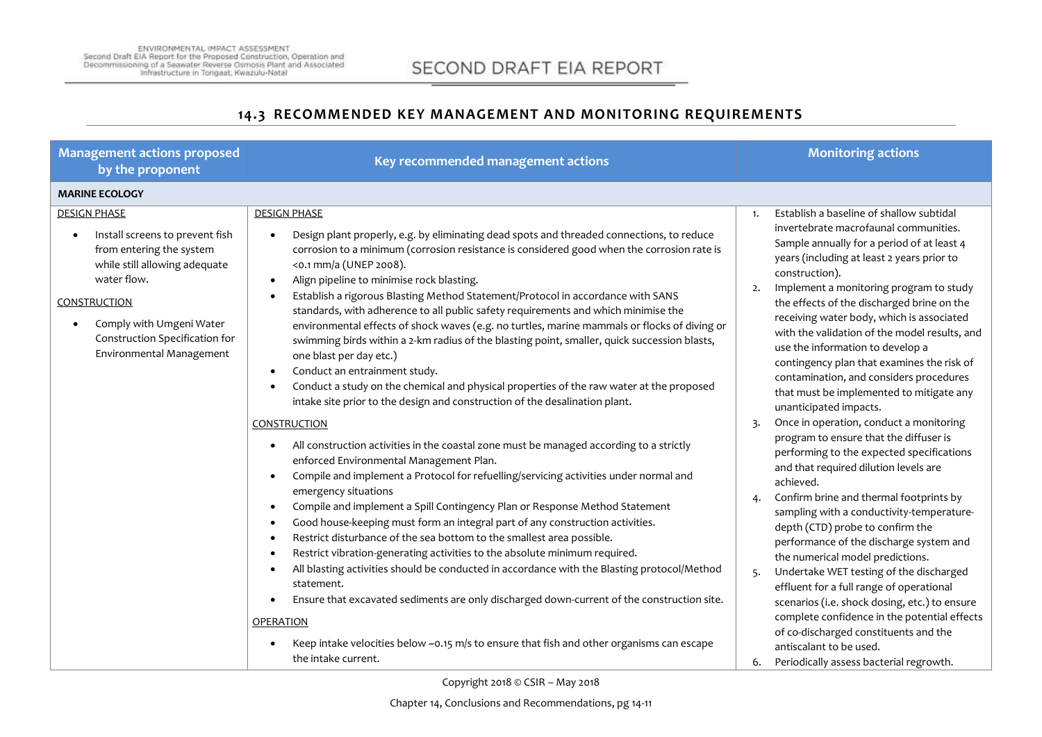## 14.3 RECOMMENDED KEY MANAGEMENT AND MONITORING REQUIREMENTS

| Management actions proposed by the proponent | Key recommended management actions | Monitoring actions |
|---|---|---|
| **MARINE ECOLOGY** | | |
| DESIGN PHASE<br><br>• Install screens to prevent fish from entering the system while still allowing adequate water flow.<br><br>CONSTRUCTION<br><br>• Comply with Umgeni Water Construction Specification for Environmental Management | DESIGN PHASE<br><br>• Design plant properly, e.g. by eliminating dead spots and threaded connections, to reduce corrosion to a minimum (corrosion resistance is considered good when the corrosion rate is <0.1 mm/a (UNEP 2008).<br>• Align pipeline to minimise rock blasting.<br>• Establish a rigorous Blasting Method Statement/Protocol in accordance with SANS standards, with adherence to all public safety requirements and which minimise the environmental effects of shock waves (e.g. no turtles, marine mammals or flocks of diving or swimming birds within a 2-km radius of the blasting point, smaller, quick succession blasts, one blast per day etc.)<br>• Conduct an entrainment study.<br>• Conduct a study on the chemical and physical properties of the raw water at the proposed intake site prior to the design and construction of the desalination plant.<br><br>CONSTRUCTION<br><br>• All construction activities in the coastal zone must be managed according to a strictly enforced Environmental Management Plan.<br>• Compile and implement a Protocol for refuelling/servicing activities under normal and emergency situations<br>• Compile and implement a Spill Contingency Plan or Response Method Statement<br>• Good house-keeping must form an integral part of any construction activities.<br>• Restrict disturbance of the sea bottom to the smallest area possible.<br>• Restrict vibration-generating activities to the absolute minimum required.<br>• All blasting activities should be conducted in accordance with the Blasting protocol/Method statement.<br>• Ensure that excavated sediments are only discharged down-current of the construction site.<br><br>OPERATION<br><br>• Keep intake velocities below ~0.15 m/s to ensure that fish and other organisms can escape the intake current. | 1. Establish a baseline of shallow subtidal invertebrate macrofaunal communities. Sample annually for a period of at least 4 years (including at least 2 years prior to construction).<br>2. Implement a monitoring program to study the effects of the discharged brine on the receiving water body, which is associated with the validation of the model results, and use the information to develop a contingency plan that examines the risk of contamination, and considers procedures that must be implemented to mitigate any unanticipated impacts.<br>3. Once in operation, conduct a monitoring program to ensure that the diffuser is performing to the expected specifications and that required dilution levels are achieved.<br>4. Confirm brine and thermal footprints by sampling with a conductivity-temperature-depth (CTD) probe to confirm the performance of the discharge system and the numerical model predictions.<br>5. Undertake WET testing of the discharged effluent for a full range of operational scenarios (i.e. shock dosing, etc.) to ensure complete confidence in the potential effects of co-discharged constituents and the antiscalant to be used.<br>6. Periodically assess bacterial regrowth. |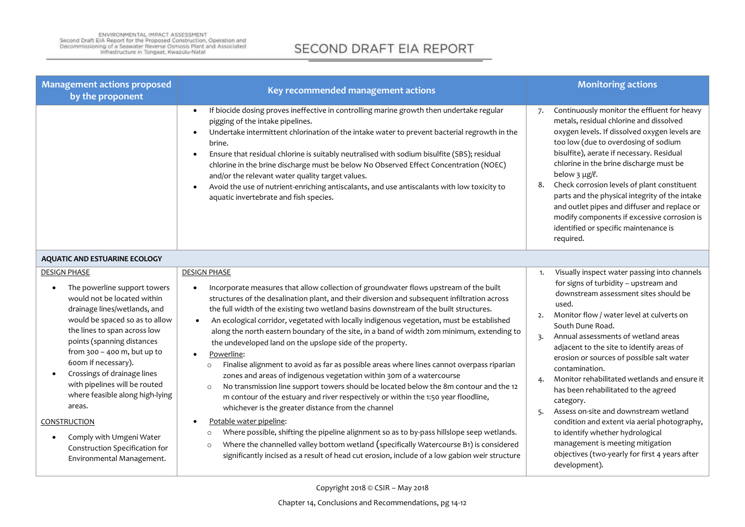| Management actions proposed by the proponent | Key recommended management actions | Monitoring actions |
|---|---|---|
| | • If biocide dosing proves ineffective in controlling marine growth then undertake regular pigging of the intake pipelines.<br>• Undertake intermittent chlorination of the intake water to prevent bacterial regrowth in the brine.<br>• Ensure that residual chlorine is suitably neutralised with sodium bisulfite (SBS); residual chlorine in the brine discharge must be below No Observed Effect Concentration (NOEC) and/or the relevant water quality target values.<br>• Avoid the use of nutrient-enriching antiscalants, and use antiscalants with low toxicity to aquatic invertebrate and fish species. | 7. Continuously monitor the effluent for heavy metals, residual chlorine and dissolved oxygen levels. If dissolved oxygen levels are too low (due to overdosing of sodium bisulfite), aerate if necessary. Residual chlorine in the brine discharge must be below 3 µg/ℓ.<br>8. Check corrosion levels of plant constituent parts and the physical integrity of the intake and outlet pipes and diffuser and replace or modify components if excessive corrosion is identified or specific maintenance is required. |
| **AQUATIC AND ESTUARINE ECOLOGY** | | |
| DESIGN PHASE<br>• The powerline support towers would not be located within drainage lines/wetlands, and would be spaced so as to allow the lines to span across low points (spanning distances from 300 – 400 m, but up to 600m if necessary).<br>• Crossings of drainage lines with pipelines will be routed where feasible along high-lying areas.<br><br>CONSTRUCTION<br>• Comply with Umgeni Water Construction Specification for Environmental Management. | DESIGN PHASE<br>• Incorporate measures that allow collection of groundwater flows upstream of the built structures of the desalination plant, and their diversion and subsequent infiltration across the full width of the existing two wetland basins downstream of the built structures.<br>• An ecological corridor, vegetated with locally indigenous vegetation, must be established along the north eastern boundary of the site, in a band of width 20m minimum, extending to the undeveloped land on the upslope side of the property.<br>• Powerline:<br>  ○ Finalise alignment to avoid as far as possible areas where lines cannot overpass riparian zones and areas of indigenous vegetation within 30m of a watercourse<br>  ○ No transmission line support towers should be located below the 8m contour and the 12 m contour of the estuary and river respectively or within the 1:50 year floodline, whichever is the greater distance from the channel<br>• Potable water pipeline:<br>  ○ Where possible, shifting the pipeline alignment so as to by-pass hillslope seep wetlands.<br>  ○ Where the channelled valley bottom wetland (specifically Watercourse B1) is considered significantly incised as a result of head cut erosion, include of a low gabion weir structure | 1. Visually inspect water passing into channels for signs of turbidity – upstream and downstream assessment sites should be used.<br>2. Monitor flow / water level at culverts on South Dune Road.<br>3. Annual assessments of wetland areas adjacent to the site to identify areas of erosion or sources of possible salt water contamination.<br>4. Monitor rehabilitated wetlands and ensure it has been rehabilitated to the agreed category.<br>5. Assess on-site and downstream wetland condition and extent via aerial photography, to identify whether hydrological management is meeting mitigation objectives (two-yearly for first 4 years after development). |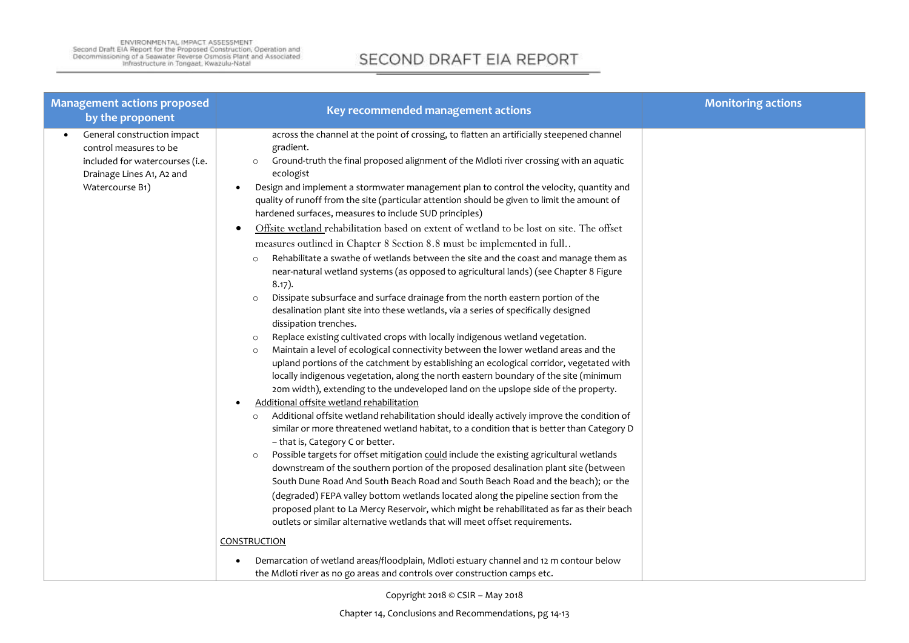| Management actions proposed by the proponent | Key recommended management actions | Monitoring actions |
|---|---|---|
| • General construction impact control measures to be included for watercourses (i.e. Drainage Lines A1, A2 and Watercourse B1) | across the channel at the point of crossing, to flatten an artificially steepened channel gradient.<br>o Ground-truth the final proposed alignment of the Mdloti river crossing with an aquatic ecologist<br>• Design and implement a stormwater management plan to control the velocity, quantity and quality of runoff from the site (particular attention should be given to limit the amount of hardened surfaces, measures to include SUD principles)<br>• Offsite wetland rehabilitation based on extent of wetland to be lost on site. The offset measures outlined in Chapter 8 Section 8.8 must be implemented in full..<br>o Rehabilitate a swathe of wetlands between the site and the coast and manage them as near-natural wetland systems (as opposed to agricultural lands) (see Chapter 8 Figure 8.17).<br>o Dissipate subsurface and surface drainage from the north eastern portion of the desalination plant site into these wetlands, via a series of specifically designed dissipation trenches.<br>o Replace existing cultivated crops with locally indigenous wetland vegetation.<br>o Maintain a level of ecological connectivity between the lower wetland areas and the upland portions of the catchment by establishing an ecological corridor, vegetated with locally indigenous vegetation, along the north eastern boundary of the site (minimum 20m width), extending to the undeveloped land on the upslope side of the property.<br>• Additional offsite wetland rehabilitation<br>o Additional offsite wetland rehabilitation should ideally actively improve the condition of similar or more threatened wetland habitat, to a condition that is better than Category D – that is, Category C or better.<br>o Possible targets for offset mitigation could include the existing agricultural wetlands downstream of the southern portion of the proposed desalination plant site (between South Dune Road And South Beach Road and South Beach Road and the beach); or the (degraded) FEPA valley bottom wetlands located along the pipeline section from the proposed plant to La Mercy Reservoir, which might be rehabilitated as far as their beach outlets or similar alternative wetlands that will meet offset requirements.<br><br>CONSTRUCTION<br>• Demarcation of wetland areas/floodplain, Mdloti estuary channel and 12 m contour below the Mdloti river as no go areas and controls over construction camps etc. | |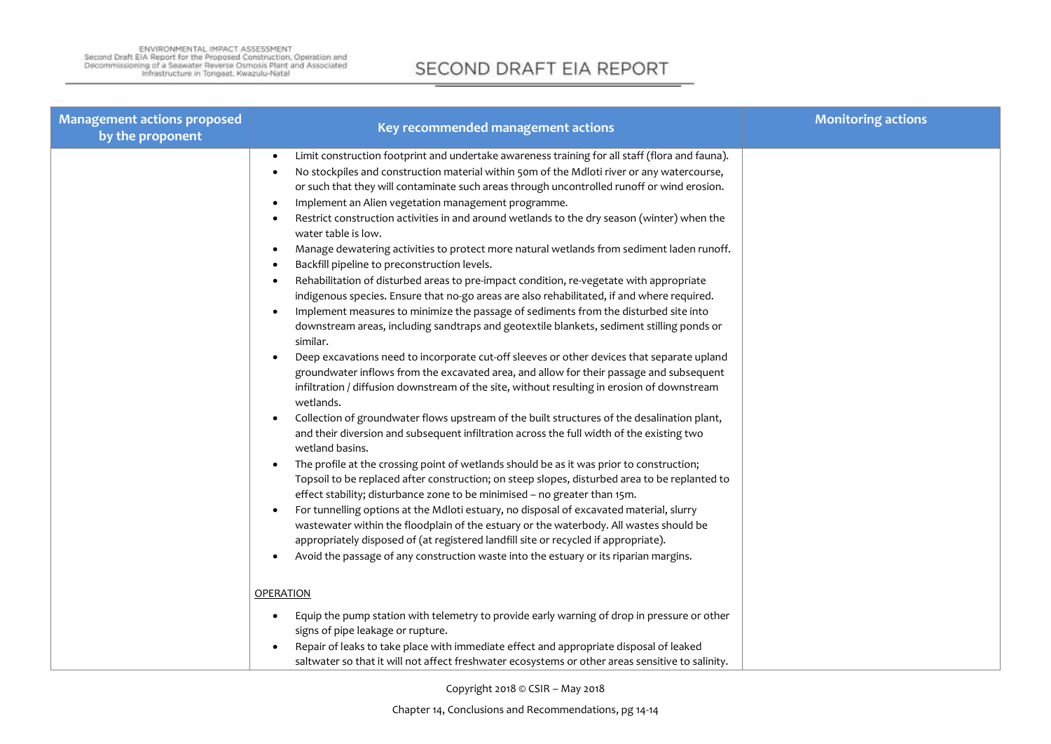| Management actions proposed by the proponent | Key recommended management actions | Monitoring actions |
|---|---|---|
| | • Limit construction footprint and undertake awareness training for all staff (flora and fauna).<br>• No stockpiles and construction material within 50m of the Mdloti river or any watercourse, or such that they will contaminate such areas through uncontrolled runoff or wind erosion.<br>• Implement an Alien vegetation management programme.<br>• Restrict construction activities in and around wetlands to the dry season (winter) when the water table is low.<br>• Manage dewatering activities to protect more natural wetlands from sediment laden runoff.<br>• Backfill pipeline to preconstruction levels.<br>• Rehabilitation of disturbed areas to pre-impact condition, re-vegetate with appropriate indigenous species. Ensure that no-go areas are also rehabilitated, if and where required.<br>• Implement measures to minimize the passage of sediments from the disturbed site into downstream areas, including sandtraps and geotextile blankets, sediment stilling ponds or similar.<br>• Deep excavations need to incorporate cut-off sleeves or other devices that separate upland groundwater inflows from the excavated area, and allow for their passage and subsequent infiltration / diffusion downstream of the site, without resulting in erosion of downstream wetlands.<br>• Collection of groundwater flows upstream of the built structures of the desalination plant, and their diversion and subsequent infiltration across the full width of the existing two wetland basins.<br>• The profile at the crossing point of wetlands should be as it was prior to construction; Topsoil to be replaced after construction; on steep slopes, disturbed area to be replanted to effect stability; disturbance zone to be minimised – no greater than 15m.<br>• For tunnelling options at the Mdloti estuary, no disposal of excavated material, slurry wastewater within the floodplain of the estuary or the waterbody. All wastes should be appropriately disposed of (at registered landfill site or recycled if appropriate).<br>• Avoid the passage of any construction waste into the estuary or its riparian margins.<br><br><u>OPERATION</u><br><br>• Equip the pump station with telemetry to provide early warning of drop in pressure or other signs of pipe leakage or rupture.<br>• Repair of leaks to take place with immediate effect and appropriate disposal of leaked saltwater so that it will not affect freshwater ecosystems or other areas sensitive to salinity. | |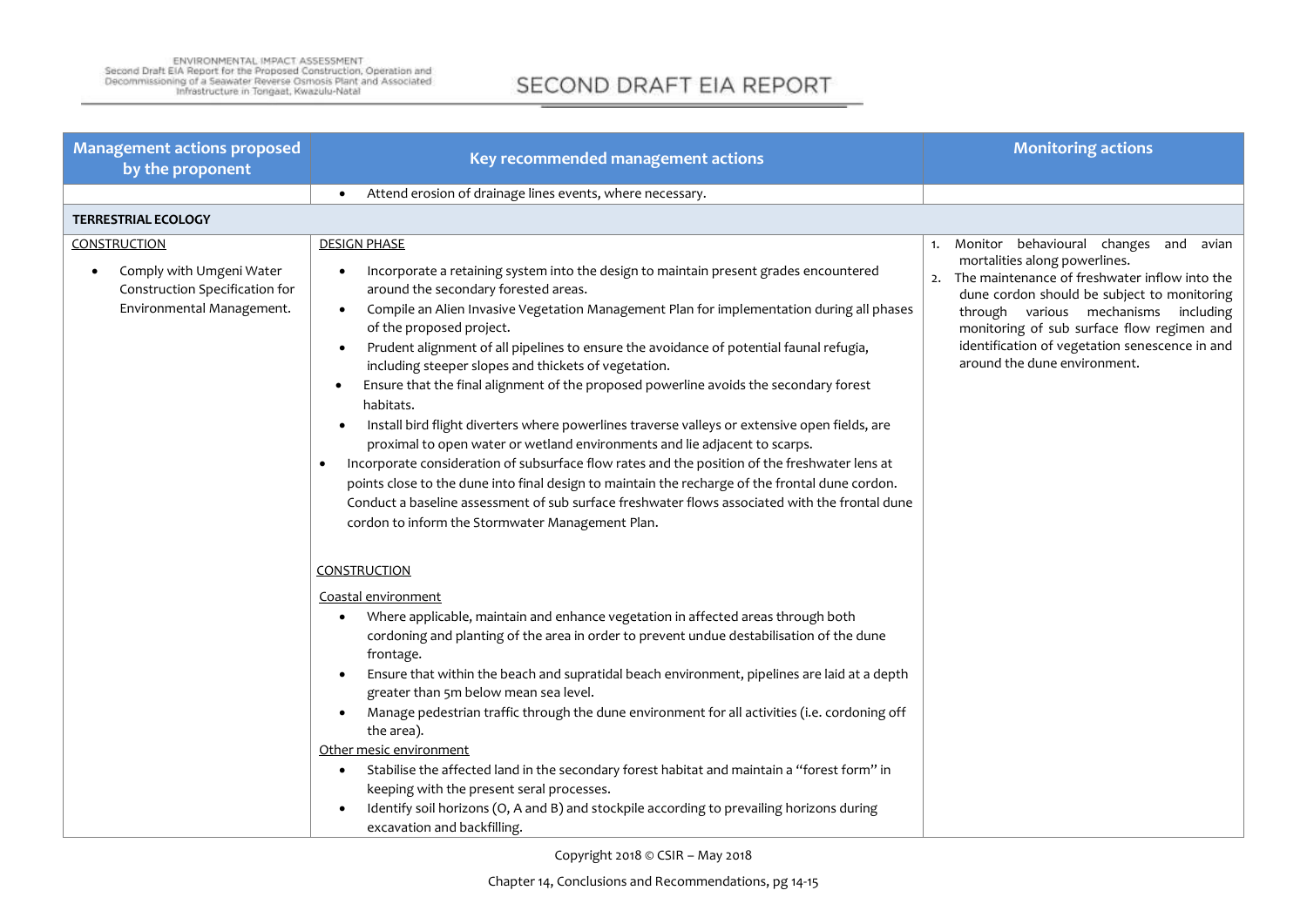| Management actions proposed by the proponent | Key recommended management actions | Monitoring actions |
|---|---|---|
| | • Attend erosion of drainage lines events, where necessary. | |
| **TERRESTRIAL ECOLOGY** | | |
| CONSTRUCTION<br>• Comply with Umgeni Water Construction Specification for Environmental Management. | DESIGN PHASE<br>• Incorporate a retaining system into the design to maintain present grades encountered around the secondary forested areas.<br>• Compile an Alien Invasive Vegetation Management Plan for implementation during all phases of the proposed project.<br>• Prudent alignment of all pipelines to ensure the avoidance of potential faunal refugia, including steeper slopes and thickets of vegetation.<br>• Ensure that the final alignment of the proposed powerline avoids the secondary forest habitats.<br>• Install bird flight diverters where powerlines traverse valleys or extensive open fields, are proximal to open water or wetland environments and lie adjacent to scarps.<br>• Incorporate consideration of subsurface flow rates and the position of the freshwater lens at points close to the dune into final design to maintain the recharge of the frontal dune cordon. Conduct a baseline assessment of sub surface freshwater flows associated with the frontal dune cordon to inform the Stormwater Management Plan.<br><br>CONSTRUCTION<br>Coastal environment<br>• Where applicable, maintain and enhance vegetation in affected areas through both cordoning and planting of the area in order to prevent undue destabilisation of the dune frontage.<br>• Ensure that within the beach and supratidal beach environment, pipelines are laid at a depth greater than 5m below mean sea level.<br>• Manage pedestrian traffic through the dune environment for all activities (i.e. cordoning off the area).<br>Other mesic environment<br>• Stabilise the affected land in the secondary forest habitat and maintain a "forest form" in keeping with the present seral processes.<br>• Identify soil horizons (O, A and B) and stockpile according to prevailing horizons during excavation and backfilling. | 1. Monitor behavioural changes and avian mortalities along powerlines.<br>2. The maintenance of freshwater inflow into the dune cordon should be subject to monitoring through various mechanisms including monitoring of sub surface flow regimen and identification of vegetation senescence in and around the dune environment. |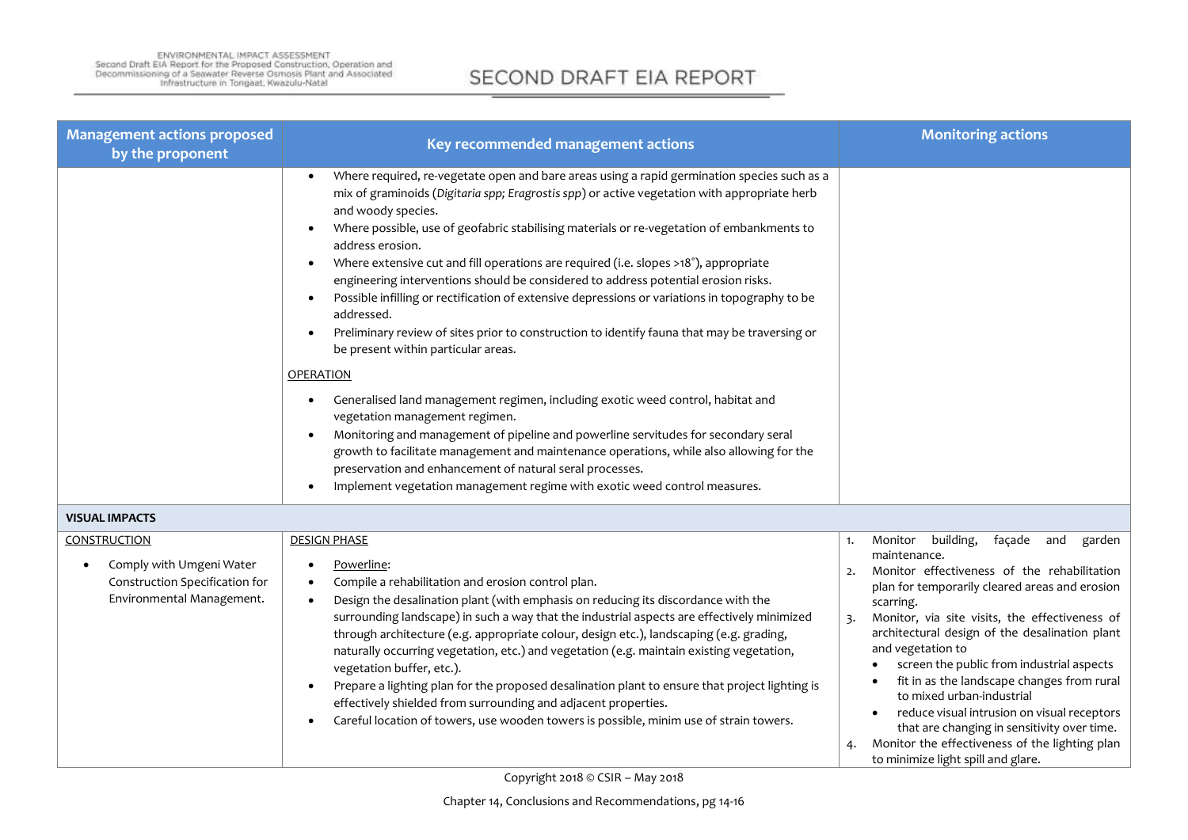| Management actions proposed by the proponent | Key recommended management actions | Monitoring actions |
|---|---|---|
| | • Where required, re-vegetate open and bare areas using a rapid germination species such as a mix of graminoids (*Digitaria spp; Eragrostis spp*) or active vegetation with appropriate herb and woody species.<br>• Where possible, use of geofabric stabilising materials or re-vegetation of embankments to address erosion.<br>• Where extensive cut and fill operations are required (i.e. slopes >18˚), appropriate engineering interventions should be considered to address potential erosion risks.<br>• Possible infilling or rectification of extensive depressions or variations in topography to be addressed.<br>• Preliminary review of sites prior to construction to identify fauna that may be traversing or be present within particular areas.<br><br>OPERATION<br><br>• Generalised land management regimen, including exotic weed control, habitat and vegetation management regimen.<br>• Monitoring and management of pipeline and powerline servitudes for secondary seral growth to facilitate management and maintenance operations, while also allowing for the preservation and enhancement of natural seral processes.<br>• Implement vegetation management regime with exotic weed control measures. | |
| **VISUAL IMPACTS** | | |
| CONSTRUCTION<br><br>• Comply with Umgeni Water Construction Specification for Environmental Management. | DESIGN PHASE<br><br>• Powerline:<br>• Compile a rehabilitation and erosion control plan.<br>• Design the desalination plant (with emphasis on reducing its discordance with the surrounding landscape) in such a way that the industrial aspects are effectively minimized through architecture (e.g. appropriate colour, design etc.), landscaping (e.g. grading, naturally occurring vegetation, etc.) and vegetation (e.g. maintain existing vegetation, vegetation buffer, etc.).<br>• Prepare a lighting plan for the proposed desalination plant to ensure that project lighting is effectively shielded from surrounding and adjacent properties.<br>• Careful location of towers, use wooden towers is possible, minim use of strain towers. | 1. Monitor building, façade and garden maintenance.<br>2. Monitor effectiveness of the rehabilitation plan for temporarily cleared areas and erosion scarring.<br>3. Monitor, via site visits, the effectiveness of architectural design of the desalination plant and vegetation to<br>• screen the public from industrial aspects<br>• fit in as the landscape changes from rural to mixed urban-industrial<br>• reduce visual intrusion on visual receptors that are changing in sensitivity over time.<br>4. Monitor the effectiveness of the lighting plan to minimize light spill and glare. |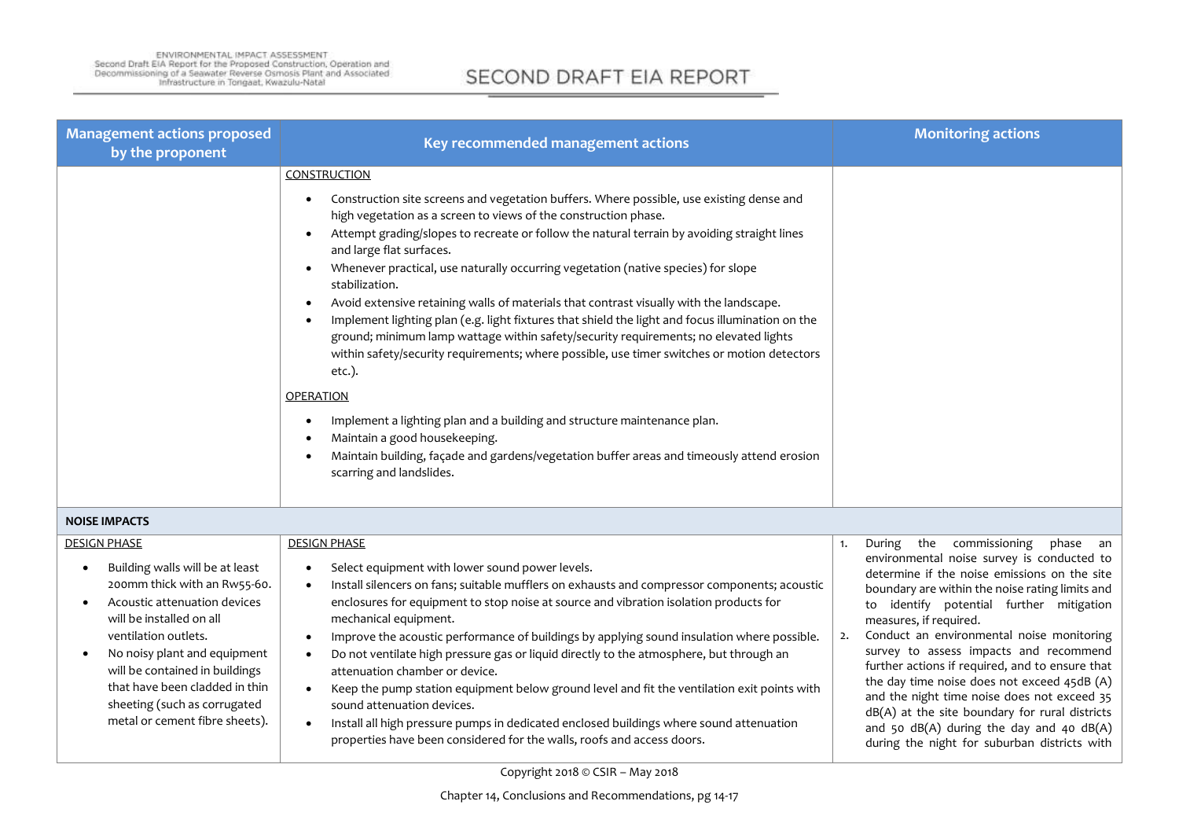| Management actions proposed by the proponent | Key recommended management actions | Monitoring actions |
|---|---|---|
| | CONSTRUCTION<br>• Construction site screens and vegetation buffers. Where possible, use existing dense and high vegetation as a screen to views of the construction phase.<br>• Attempt grading/slopes to recreate or follow the natural terrain by avoiding straight lines and large flat surfaces.<br>• Whenever practical, use naturally occurring vegetation (native species) for slope stabilization.<br>• Avoid extensive retaining walls of materials that contrast visually with the landscape.<br>• Implement lighting plan (e.g. light fixtures that shield the light and focus illumination on the ground; minimum lamp wattage within safety/security requirements; no elevated lights within safety/security requirements; where possible, use timer switches or motion detectors etc.).<br>OPERATION<br>• Implement a lighting plan and a building and structure maintenance plan.<br>• Maintain a good housekeeping.<br>• Maintain building, façade and gardens/vegetation buffer areas and timeously attend erosion scarring and landslides. | |
| **NOISE IMPACTS** | | |
| DESIGN PHASE<br>• Building walls will be at least 200mm thick with an Rw55-60.<br>• Acoustic attenuation devices will be installed on all ventilation outlets.<br>• No noisy plant and equipment will be contained in buildings that have been cladded in thin sheeting (such as corrugated metal or cement fibre sheets). | DESIGN PHASE<br>• Select equipment with lower sound power levels.<br>• Install silencers on fans; suitable mufflers on exhausts and compressor components; acoustic enclosures for equipment to stop noise at source and vibration isolation products for mechanical equipment.<br>• Improve the acoustic performance of buildings by applying sound insulation where possible.<br>• Do not ventilate high pressure gas or liquid directly to the atmosphere, but through an attenuation chamber or device.<br>• Keep the pump station equipment below ground level and fit the ventilation exit points with sound attenuation devices.<br>• Install all high pressure pumps in dedicated enclosed buildings where sound attenuation properties have been considered for the walls, roofs and access doors. | 1. During the commissioning phase an environmental noise survey is conducted to determine if the noise emissions on the site boundary are within the noise rating limits and to identify potential further mitigation measures, if required.<br>2. Conduct an environmental noise monitoring survey to assess impacts and recommend further actions if required, and to ensure that the day time noise does not exceed 45dB (A) and the night time noise does not exceed 35 dB(A) at the site boundary for rural districts and 50 dB(A) during the day and 40 dB(A) during the night for suburban districts with |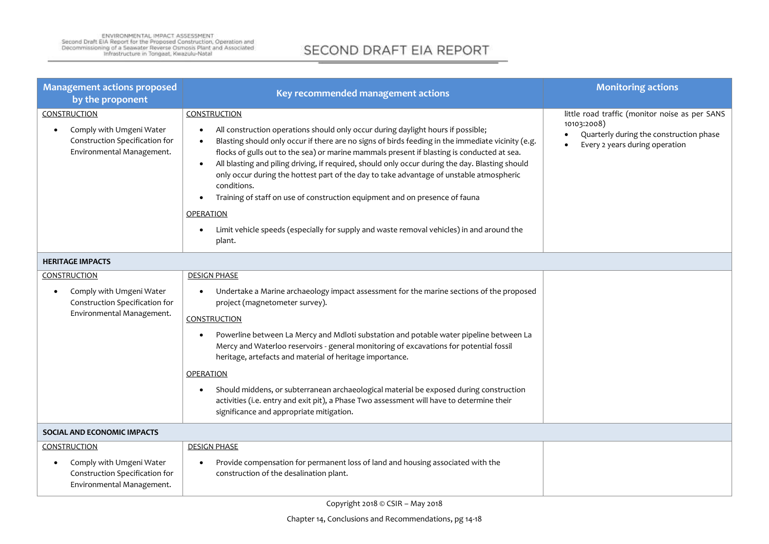| Management actions proposed by the proponent | Key recommended management actions | Monitoring actions |
|---|---|---|
| CONSTRUCTION<br>• Comply with Umgeni Water Construction Specification for Environmental Management. | CONSTRUCTION<br>• All construction operations should only occur during daylight hours if possible;<br>• Blasting should only occur if there are no signs of birds feeding in the immediate vicinity (e.g. flocks of gulls out to the sea) or marine mammals present if blasting is conducted at sea.<br>• All blasting and piling driving, if required, should only occur during the day. Blasting should only occur during the hottest part of the day to take advantage of unstable atmospheric conditions.<br>• Training of staff on use of construction equipment and on presence of fauna<br>OPERATION<br>• Limit vehicle speeds (especially for supply and waste removal vehicles) in and around the plant. | little road traffic (monitor noise as per SANS 10103:2008)<br>• Quarterly during the construction phase<br>• Every 2 years during operation |
| **HERITAGE IMPACTS** | | |
| CONSTRUCTION<br>• Comply with Umgeni Water Construction Specification for Environmental Management. | DESIGN PHASE<br>• Undertake a Marine archaeology impact assessment for the marine sections of the proposed project (magnetometer survey).<br>CONSTRUCTION<br>• Powerline between La Mercy and Mdloti substation and potable water pipeline between La Mercy and Waterloo reservoirs - general monitoring of excavations for potential fossil heritage, artefacts and material of heritage importance.<br>OPERATION<br>• Should middens, or subterranean archaeological material be exposed during construction activities (i.e. entry and exit pit), a Phase Two assessment will have to determine their significance and appropriate mitigation. | |
| **SOCIAL AND ECONOMIC IMPACTS** | | |
| CONSTRUCTION<br>• Comply with Umgeni Water Construction Specification for Environmental Management. | DESIGN PHASE<br>• Provide compensation for permanent loss of land and housing associated with the construction of the desalination plant. | |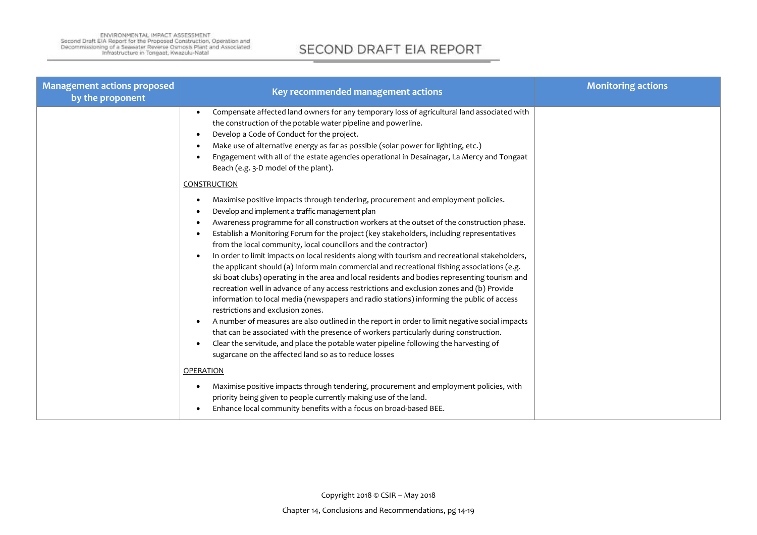| Management actions proposed by the proponent | Key recommended management actions | Monitoring actions |
|---|---|---|
| | • Compensate affected land owners for any temporary loss of agricultural land associated with the construction of the potable water pipeline and powerline.<br>• Develop a Code of Conduct for the project.<br>• Make use of alternative energy as far as possible (solar power for lighting, etc.)<br>• Engagement with all of the estate agencies operational in Desainagar, La Mercy and Tongaat Beach (e.g. 3-D model of the plant).<br><br><u>CONSTRUCTION</u><br><br>• Maximise positive impacts through tendering, procurement and employment policies.<br>• Develop and implement a traffic management plan<br>• Awareness programme for all construction workers at the outset of the construction phase.<br>• Establish a Monitoring Forum for the project (key stakeholders, including representatives from the local community, local councillors and the contractor)<br>• In order to limit impacts on local residents along with tourism and recreational stakeholders, the applicant should (a) Inform main commercial and recreational fishing associations (e.g. ski boat clubs) operating in the area and local residents and bodies representing tourism and recreation well in advance of any access restrictions and exclusion zones and (b) Provide information to local media (newspapers and radio stations) informing the public of access restrictions and exclusion zones.<br>• A number of measures are also outlined in the report in order to limit negative social impacts that can be associated with the presence of workers particularly during construction.<br>• Clear the servitude, and place the potable water pipeline following the harvesting of sugarcane on the affected land so as to reduce losses<br><br><u>OPERATION</u><br><br>• Maximise positive impacts through tendering, procurement and employment policies, with priority being given to people currently making use of the land.<br>• Enhance local community benefits with a focus on broad-based BEE. | |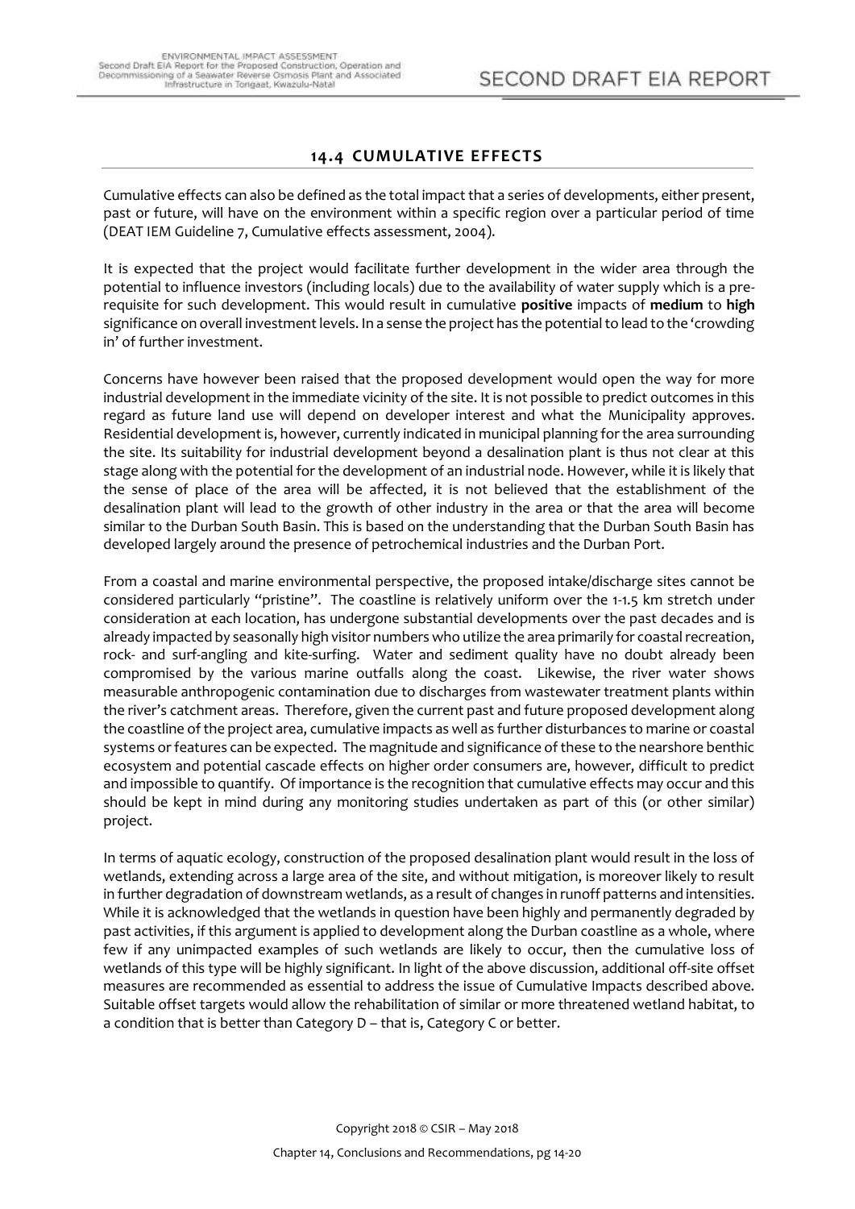## 14.4 CUMULATIVE EFFECTS

Cumulative effects can also be defined as the total impact that a series of developments, either present, past or future, will have on the environment within a specific region over a particular period of time (DEAT IEM Guideline 7, Cumulative effects assessment, 2004).

It is expected that the project would facilitate further development in the wider area through the potential to influence investors (including locals) due to the availability of water supply which is a pre-requisite for such development. This would result in cumulative **positive** impacts of **medium** to **high** significance on overall investment levels. In a sense the project has the potential to lead to the 'crowding in' of further investment.

Concerns have however been raised that the proposed development would open the way for more industrial development in the immediate vicinity of the site. It is not possible to predict outcomes in this regard as future land use will depend on developer interest and what the Municipality approves. Residential development is, however, currently indicated in municipal planning for the area surrounding the site. Its suitability for industrial development beyond a desalination plant is thus not clear at this stage along with the potential for the development of an industrial node. However, while it is likely that the sense of place of the area will be affected, it is not believed that the establishment of the desalination plant will lead to the growth of other industry in the area or that the area will become similar to the Durban South Basin. This is based on the understanding that the Durban South Basin has developed largely around the presence of petrochemical industries and the Durban Port.

From a coastal and marine environmental perspective, the proposed intake/discharge sites cannot be considered particularly "pristine". The coastline is relatively uniform over the 1-1.5 km stretch under consideration at each location, has undergone substantial developments over the past decades and is already impacted by seasonally high visitor numbers who utilize the area primarily for coastal recreation, rock- and surf-angling and kite-surfing. Water and sediment quality have no doubt already been compromised by the various marine outfalls along the coast. Likewise, the river water shows measurable anthropogenic contamination due to discharges from wastewater treatment plants within the river's catchment areas. Therefore, given the current past and future proposed development along the coastline of the project area, cumulative impacts as well as further disturbances to marine or coastal systems or features can be expected. The magnitude and significance of these to the nearshore benthic ecosystem and potential cascade effects on higher order consumers are, however, difficult to predict and impossible to quantify. Of importance is the recognition that cumulative effects may occur and this should be kept in mind during any monitoring studies undertaken as part of this (or other similar) project.

In terms of aquatic ecology, construction of the proposed desalination plant would result in the loss of wetlands, extending across a large area of the site, and without mitigation, is moreover likely to result in further degradation of downstream wetlands, as a result of changes in runoff patterns and intensities. While it is acknowledged that the wetlands in question have been highly and permanently degraded by past activities, if this argument is applied to development along the Durban coastline as a whole, where few if any unimpacted examples of such wetlands are likely to occur, then the cumulative loss of wetlands of this type will be highly significant. In light of the above discussion, additional off-site offset measures are recommended as essential to address the issue of Cumulative Impacts described above. Suitable offset targets would allow the rehabilitation of similar or more threatened wetland habitat, to a condition that is better than Category D – that is, Category C or better.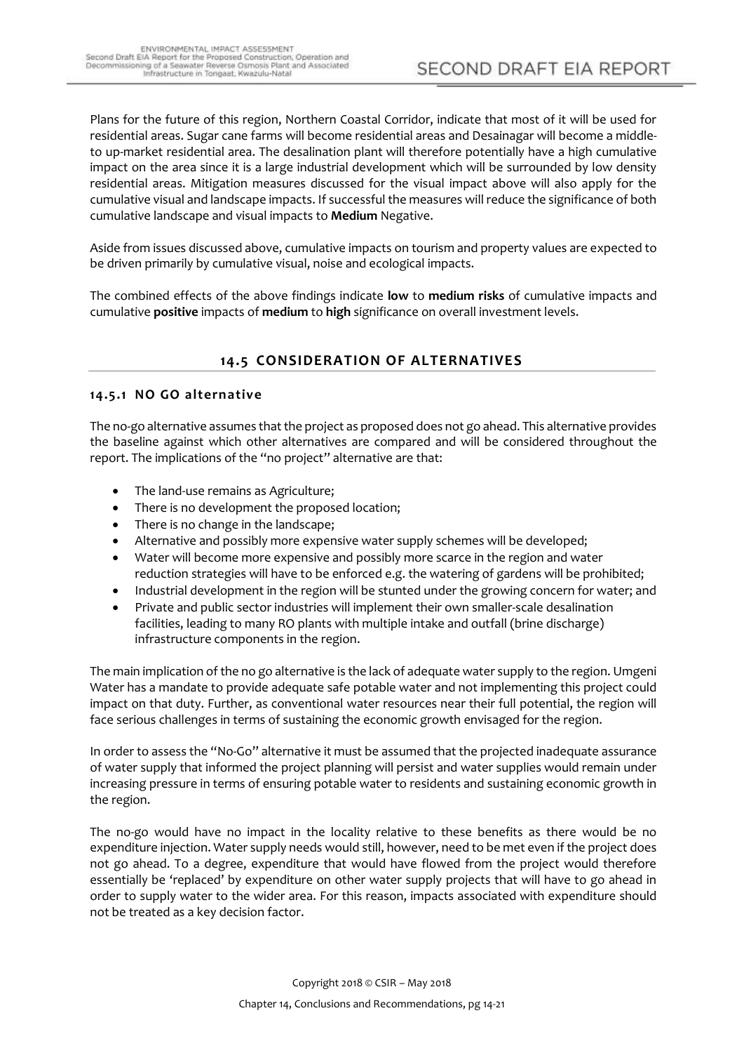Plans for the future of this region, Northern Coastal Corridor, indicate that most of it will be used for residential areas. Sugar cane farms will become residential areas and Desainagar will become a middle-to up-market residential area. The desalination plant will therefore potentially have a high cumulative impact on the area since it is a large industrial development which will be surrounded by low density residential areas. Mitigation measures discussed for the visual impact above will also apply for the cumulative visual and landscape impacts. If successful the measures will reduce the significance of both cumulative landscape and visual impacts to **Medium** Negative.

Aside from issues discussed above, cumulative impacts on tourism and property values are expected to be driven primarily by cumulative visual, noise and ecological impacts.

The combined effects of the above findings indicate **low** to **medium risks** of cumulative impacts and cumulative **positive** impacts of **medium** to **high** significance on overall investment levels.

## 14.5 CONSIDERATION OF ALTERNATIVES

### 14.5.1 NO GO alternative

The no-go alternative assumes that the project as proposed does not go ahead. This alternative provides the baseline against which other alternatives are compared and will be considered throughout the report. The implications of the "no project" alternative are that:

- The land-use remains as Agriculture;
- There is no development the proposed location;
- There is no change in the landscape;
- Alternative and possibly more expensive water supply schemes will be developed;
- Water will become more expensive and possibly more scarce in the region and water reduction strategies will have to be enforced e.g. the watering of gardens will be prohibited;
- Industrial development in the region will be stunted under the growing concern for water; and
- Private and public sector industries will implement their own smaller-scale desalination facilities, leading to many RO plants with multiple intake and outfall (brine discharge) infrastructure components in the region.

The main implication of the no go alternative is the lack of adequate water supply to the region. Umgeni Water has a mandate to provide adequate safe potable water and not implementing this project could impact on that duty. Further, as conventional water resources near their full potential, the region will face serious challenges in terms of sustaining the economic growth envisaged for the region.

In order to assess the "No-Go" alternative it must be assumed that the projected inadequate assurance of water supply that informed the project planning will persist and water supplies would remain under increasing pressure in terms of ensuring potable water to residents and sustaining economic growth in the region.

The no-go would have no impact in the locality relative to these benefits as there would be no expenditure injection. Water supply needs would still, however, need to be met even if the project does not go ahead. To a degree, expenditure that would have flowed from the project would therefore essentially be 'replaced' by expenditure on other water supply projects that will have to go ahead in order to supply water to the wider area. For this reason, impacts associated with expenditure should not be treated as a key decision factor.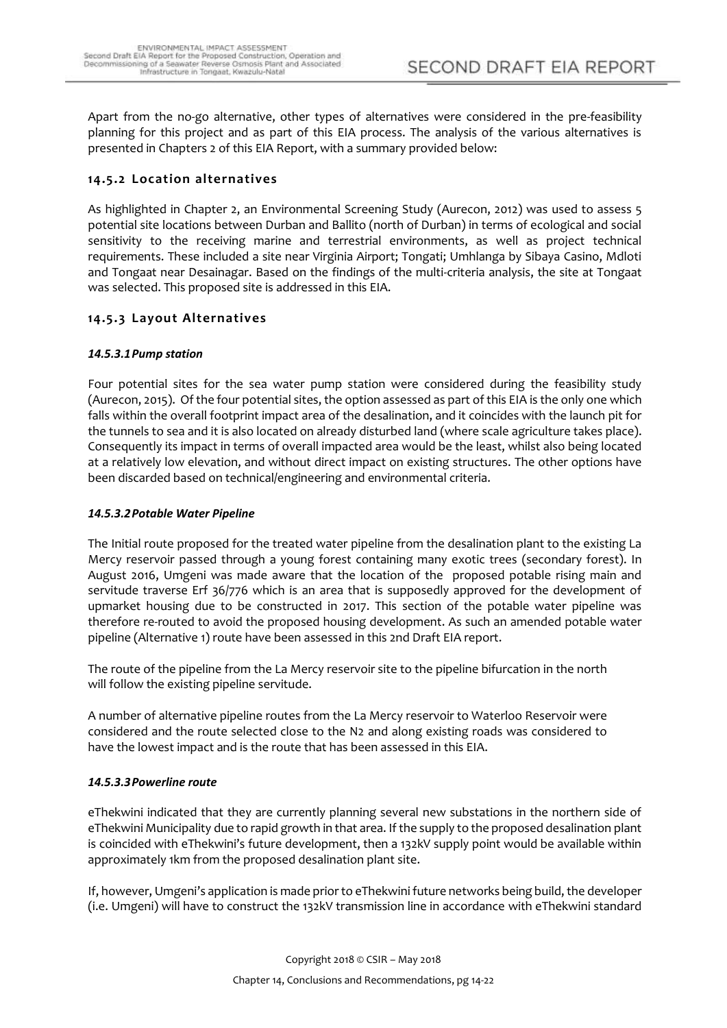Apart from the no-go alternative, other types of alternatives were considered in the pre-feasibility planning for this project and as part of this EIA process. The analysis of the various alternatives is presented in Chapters 2 of this EIA Report, with a summary provided below:

### 14.5.2 Location alternatives

As highlighted in Chapter 2, an Environmental Screening Study (Aurecon, 2012) was used to assess 5 potential site locations between Durban and Ballito (north of Durban) in terms of ecological and social sensitivity to the receiving marine and terrestrial environments, as well as project technical requirements. These included a site near Virginia Airport; Tongati; Umhlanga by Sibaya Casino, Mdloti and Tongaat near Desainagar. Based on the findings of the multi-criteria analysis, the site at Tongaat was selected. This proposed site is addressed in this EIA.

### 14.5.3 Layout Alternatives

#### *14.5.3.1 Pump station*

Four potential sites for the sea water pump station were considered during the feasibility study (Aurecon, 2015). Of the four potential sites, the option assessed as part of this EIA is the only one which falls within the overall footprint impact area of the desalination, and it coincides with the launch pit for the tunnels to sea and it is also located on already disturbed land (where scale agriculture takes place). Consequently its impact in terms of overall impacted area would be the least, whilst also being located at a relatively low elevation, and without direct impact on existing structures. The other options have been discarded based on technical/engineering and environmental criteria.

#### *14.5.3.2 Potable Water Pipeline*

The Initial route proposed for the treated water pipeline from the desalination plant to the existing La Mercy reservoir passed through a young forest containing many exotic trees (secondary forest). In August 2016, Umgeni was made aware that the location of the proposed potable rising main and servitude traverse Erf 36/776 which is an area that is supposedly approved for the development of upmarket housing due to be constructed in 2017. This section of the potable water pipeline was therefore re-routed to avoid the proposed housing development. As such an amended potable water pipeline (Alternative 1) route have been assessed in this 2nd Draft EIA report.

The route of the pipeline from the La Mercy reservoir site to the pipeline bifurcation in the north will follow the existing pipeline servitude.

A number of alternative pipeline routes from the La Mercy reservoir to Waterloo Reservoir were considered and the route selected close to the N2 and along existing roads was considered to have the lowest impact and is the route that has been assessed in this EIA.

#### *14.5.3.3 Powerline route*

eThekwini indicated that they are currently planning several new substations in the northern side of eThekwini Municipality due to rapid growth in that area. If the supply to the proposed desalination plant is coincided with eThekwini's future development, then a 132kV supply point would be available within approximately 1km from the proposed desalination plant site.

If, however, Umgeni's application is made prior to eThekwini future networks being build, the developer (i.e. Umgeni) will have to construct the 132kV transmission line in accordance with eThekwini standard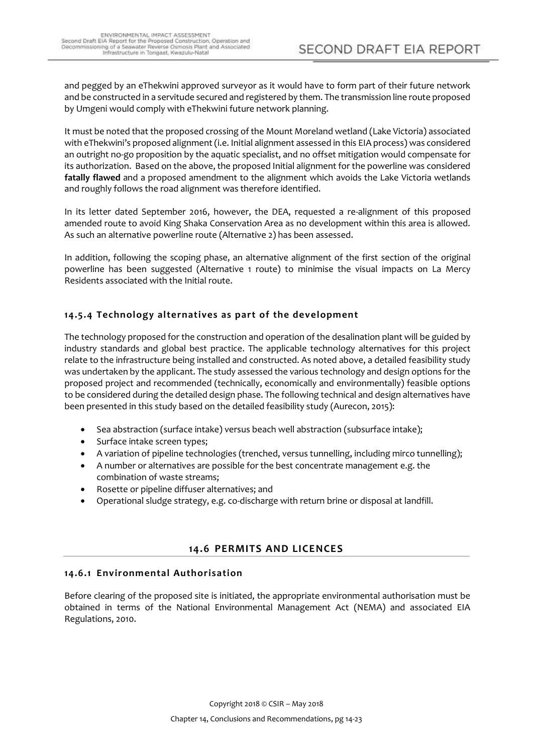and pegged by an eThekwini approved surveyor as it would have to form part of their future network and be constructed in a servitude secured and registered by them. The transmission line route proposed by Umgeni would comply with eThekwini future network planning.

It must be noted that the proposed crossing of the Mount Moreland wetland (Lake Victoria) associated with eThekwini's proposed alignment (i.e. Initial alignment assessed in this EIA process) was considered an outright no-go proposition by the aquatic specialist, and no offset mitigation would compensate for its authorization. Based on the above, the proposed Initial alignment for the powerline was considered **fatally flawed** and a proposed amendment to the alignment which avoids the Lake Victoria wetlands and roughly follows the road alignment was therefore identified.

In its letter dated September 2016, however, the DEA, requested a re-alignment of this proposed amended route to avoid King Shaka Conservation Area as no development within this area is allowed. As such an alternative powerline route (Alternative 2) has been assessed.

In addition, following the scoping phase, an alternative alignment of the first section of the original powerline has been suggested (Alternative 1 route) to minimise the visual impacts on La Mercy Residents associated with the Initial route.

### 14.5.4 Technology alternatives as part of the development

The technology proposed for the construction and operation of the desalination plant will be guided by industry standards and global best practice. The applicable technology alternatives for this project relate to the infrastructure being installed and constructed. As noted above, a detailed feasibility study was undertaken by the applicant. The study assessed the various technology and design options for the proposed project and recommended (technically, economically and environmentally) feasible options to be considered during the detailed design phase. The following technical and design alternatives have been presented in this study based on the detailed feasibility study (Aurecon, 2015):

- Sea abstraction (surface intake) versus beach well abstraction (subsurface intake);
- Surface intake screen types;
- A variation of pipeline technologies (trenched, versus tunnelling, including mirco tunnelling);
- A number or alternatives are possible for the best concentrate management e.g. the combination of waste streams;
- Rosette or pipeline diffuser alternatives; and
- Operational sludge strategy, e.g. co-discharge with return brine or disposal at landfill.

## 14.6 PERMITS AND LICENCES

### 14.6.1 Environmental Authorisation

Before clearing of the proposed site is initiated, the appropriate environmental authorisation must be obtained in terms of the National Environmental Management Act (NEMA) and associated EIA Regulations, 2010.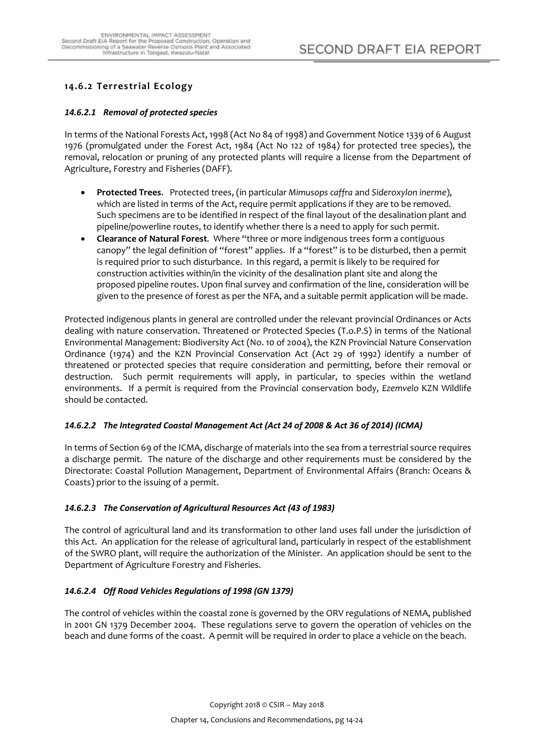### 14.6.2 Terrestrial Ecology

#### *14.6.2.1 Removal of protected species*

In terms of the National Forests Act, 1998 (Act No 84 of 1998) and Government Notice 1339 of 6 August 1976 (promulgated under the Forest Act, 1984 (Act No 122 of 1984) for protected tree species), the removal, relocation or pruning of any protected plants will require a license from the Department of Agriculture, Forestry and Fisheries (DAFF).

- **Protected Trees**. Protected trees, (in particular *Mimusops caffra* and *Sideroxylon inerme*), which are listed in terms of the Act, require permit applications if they are to be removed. Such specimens are to be identified in respect of the final layout of the desalination plant and pipeline/powerline routes, to identify whether there is a need to apply for such permit.
- **Clearance of Natural Forest**. Where "three or more indigenous trees form a contiguous canopy" the legal definition of "forest" applies. If a "forest" is to be disturbed, then a permit is required prior to such disturbance. In this regard, a permit is likely to be required for construction activities within/in the vicinity of the desalination plant site and along the proposed pipeline routes. Upon final survey and confirmation of the line, consideration will be given to the presence of forest as per the NFA, and a suitable permit application will be made.

Protected indigenous plants in general are controlled under the relevant provincial Ordinances or Acts dealing with nature conservation. Threatened or Protected Species (T.o.P.S) in terms of the National Environmental Management: Biodiversity Act (No. 10 of 2004), the KZN Provincial Nature Conservation Ordinance (1974) and the KZN Provincial Conservation Act (Act 29 of 1992) identify a number of threatened or protected species that require consideration and permitting, before their removal or destruction. Such permit requirements will apply, in particular, to species within the wetland environments. If a permit is required from the Provincial conservation body, *Ezemvelo* KZN Wildlife should be contacted.

#### *14.6.2.2 The Integrated Coastal Management Act (Act 24 of 2008 & Act 36 of 2014) (ICMA)*

In terms of Section 69 of the ICMA, discharge of materials into the sea from a terrestrial source requires a discharge permit. The nature of the discharge and other requirements must be considered by the Directorate: Coastal Pollution Management, Department of Environmental Affairs (Branch: Oceans & Coasts) prior to the issuing of a permit.

#### *14.6.2.3 The Conservation of Agricultural Resources Act (43 of 1983)*

The control of agricultural land and its transformation to other land uses fall under the jurisdiction of this Act. An application for the release of agricultural land, particularly in respect of the establishment of the SWRO plant, will require the authorization of the Minister. An application should be sent to the Department of Agriculture Forestry and Fisheries.

#### *14.6.2.4 Off Road Vehicles Regulations of 1998 (GN 1379)*

The control of vehicles within the coastal zone is governed by the ORV regulations of NEMA, published in 2001 GN 1379 December 2004. These regulations serve to govern the operation of vehicles on the beach and dune forms of the coast. A permit will be required in order to place a vehicle on the beach.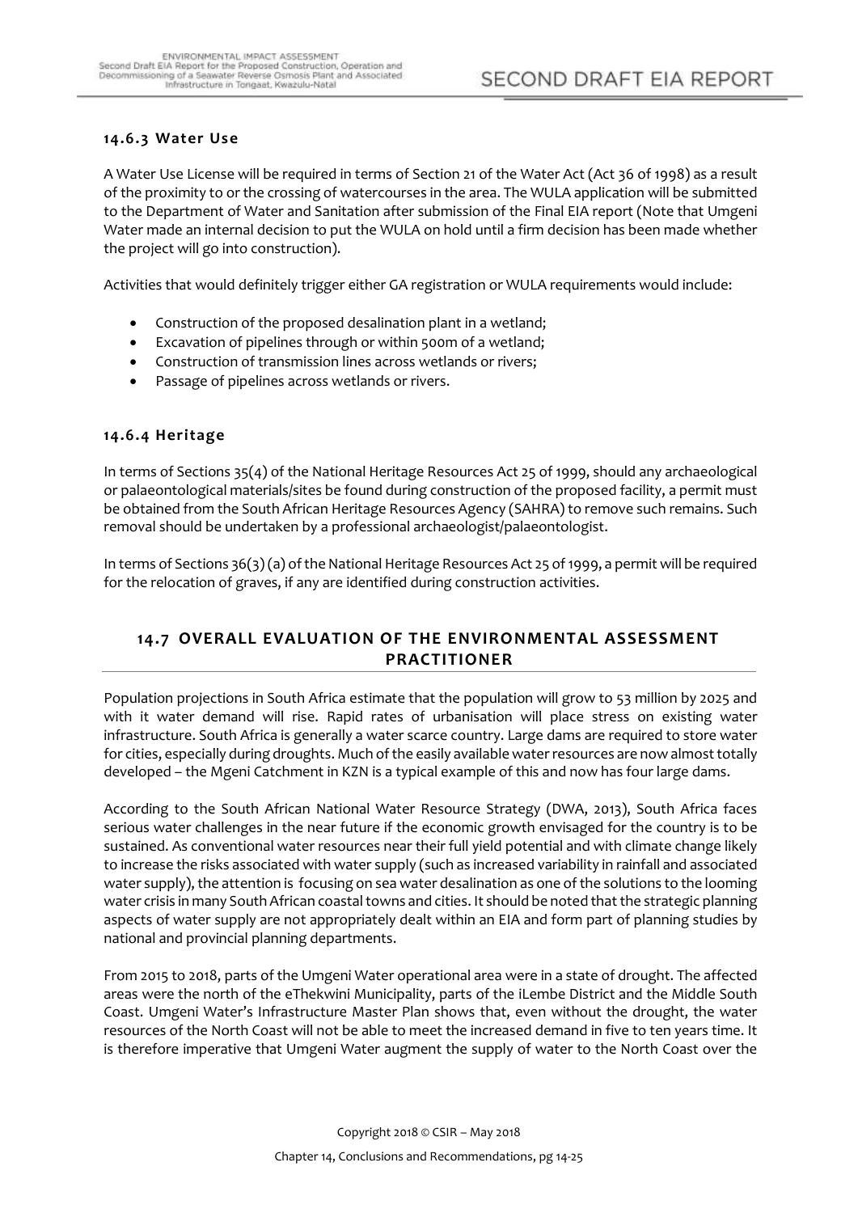### 14.6.3 Water Use

A Water Use License will be required in terms of Section 21 of the Water Act (Act 36 of 1998) as a result of the proximity to or the crossing of watercourses in the area. The WULA application will be submitted to the Department of Water and Sanitation after submission of the Final EIA report (Note that Umgeni Water made an internal decision to put the WULA on hold until a firm decision has been made whether the project will go into construction).

Activities that would definitely trigger either GA registration or WULA requirements would include:

- Construction of the proposed desalination plant in a wetland;
- Excavation of pipelines through or within 500m of a wetland;
- Construction of transmission lines across wetlands or rivers;
- Passage of pipelines across wetlands or rivers.

### 14.6.4 Heritage

In terms of Sections 35(4) of the National Heritage Resources Act 25 of 1999, should any archaeological or palaeontological materials/sites be found during construction of the proposed facility, a permit must be obtained from the South African Heritage Resources Agency (SAHRA) to remove such remains. Such removal should be undertaken by a professional archaeologist/palaeontologist.

In terms of Sections 36(3) (a) of the National Heritage Resources Act 25 of 1999, a permit will be required for the relocation of graves, if any are identified during construction activities.

## 14.7 OVERALL EVALUATION OF THE ENVIRONMENTAL ASSESSMENT PRACTITIONER

Population projections in South Africa estimate that the population will grow to 53 million by 2025 and with it water demand will rise. Rapid rates of urbanisation will place stress on existing water infrastructure. South Africa is generally a water scarce country. Large dams are required to store water for cities, especially during droughts. Much of the easily available water resources are now almost totally developed – the Mgeni Catchment in KZN is a typical example of this and now has four large dams.

According to the South African National Water Resource Strategy (DWA, 2013), South Africa faces serious water challenges in the near future if the economic growth envisaged for the country is to be sustained. As conventional water resources near their full yield potential and with climate change likely to increase the risks associated with water supply (such as increased variability in rainfall and associated water supply), the attention is focusing on sea water desalination as one of the solutions to the looming water crisis in many South African coastal towns and cities. It should be noted that the strategic planning aspects of water supply are not appropriately dealt within an EIA and form part of planning studies by national and provincial planning departments.

From 2015 to 2018, parts of the Umgeni Water operational area were in a state of drought. The affected areas were the north of the eThekwini Municipality, parts of the iLembe District and the Middle South Coast. Umgeni Water's Infrastructure Master Plan shows that, even without the drought, the water resources of the North Coast will not be able to meet the increased demand in five to ten years time. It is therefore imperative that Umgeni Water augment the supply of water to the North Coast over the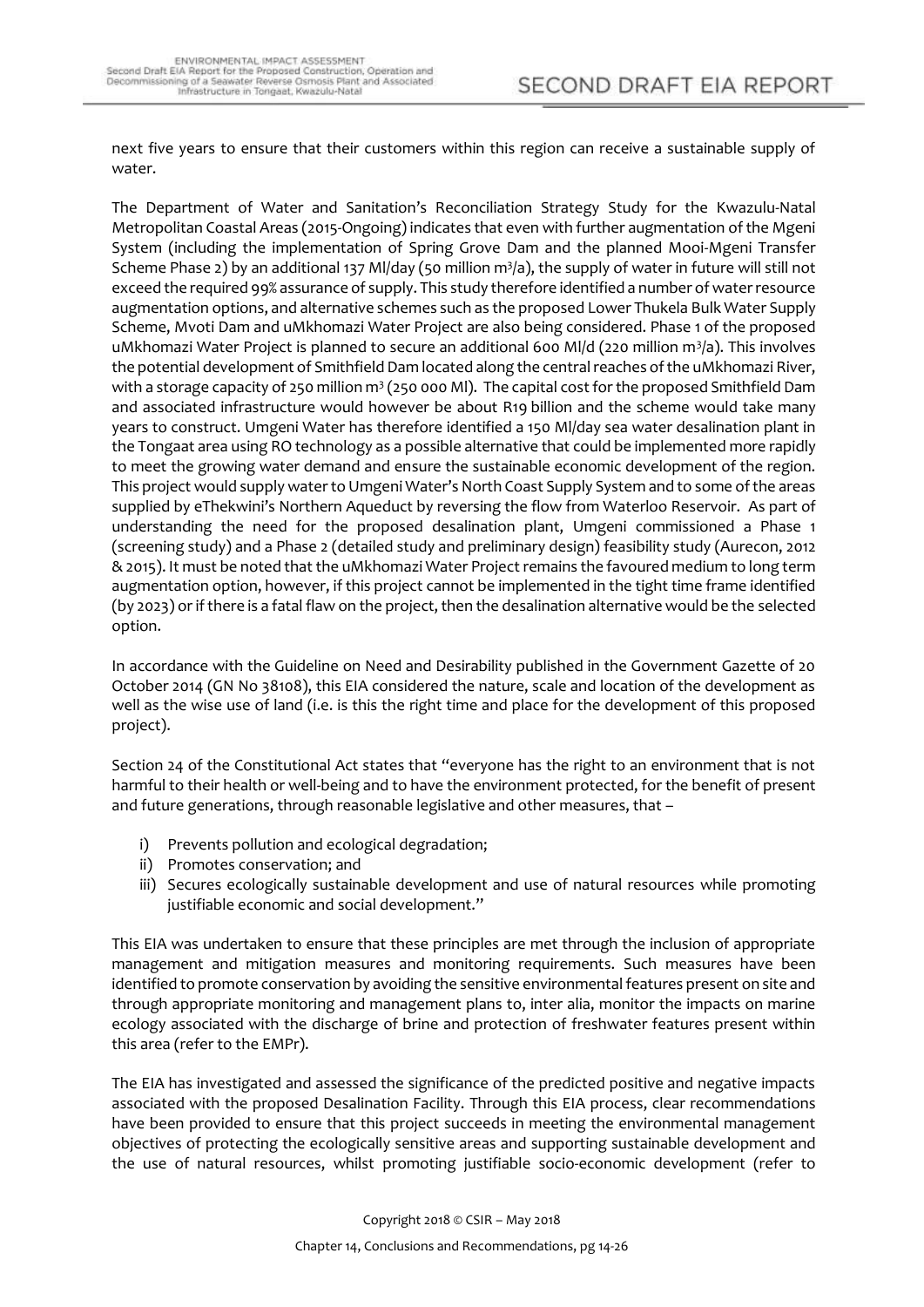next five years to ensure that their customers within this region can receive a sustainable supply of water.

The Department of Water and Sanitation's Reconciliation Strategy Study for the Kwazulu-Natal Metropolitan Coastal Areas (2015-Ongoing) indicates that even with further augmentation of the Mgeni System (including the implementation of Spring Grove Dam and the planned Mooi-Mgeni Transfer Scheme Phase 2) by an additional 137 Ml/day (50 million $m^3/a$), the supply of water in future will still not exceed the required 99% assurance of supply. This study therefore identified a number of water resource augmentation options, and alternative schemes such as the proposed Lower Thukela Bulk Water Supply Scheme, Mvoti Dam and uMkhomazi Water Project are also being considered. Phase 1 of the proposed uMkhomazi Water Project is planned to secure an additional 600 Ml/d (220 million $m^3/a$). This involves the potential development of Smithfield Dam located along the central reaches of the uMkhomazi River, with a storage capacity of 250 million $m^3$ (250 000 Ml). The capital cost for the proposed Smithfield Dam and associated infrastructure would however be about R19 billion and the scheme would take many years to construct. Umgeni Water has therefore identified a 150 Ml/day sea water desalination plant in the Tongaat area using RO technology as a possible alternative that could be implemented more rapidly to meet the growing water demand and ensure the sustainable economic development of the region. This project would supply water to Umgeni Water's North Coast Supply System and to some of the areas supplied by eThekwini's Northern Aqueduct by reversing the flow from Waterloo Reservoir. As part of understanding the need for the proposed desalination plant, Umgeni commissioned a Phase 1 (screening study) and a Phase 2 (detailed study and preliminary design) feasibility study (Aurecon, 2012 & 2015). It must be noted that the uMkhomazi Water Project remains the favoured medium to long term augmentation option, however, if this project cannot be implemented in the tight time frame identified (by 2023) or if there is a fatal flaw on the project, then the desalination alternative would be the selected option.

In accordance with the Guideline on Need and Desirability published in the Government Gazette of 20 October 2014 (GN No 38108), this EIA considered the nature, scale and location of the development as well as the wise use of land (i.e. is this the right time and place for the development of this proposed project).

Section 24 of the Constitutional Act states that "everyone has the right to an environment that is not harmful to their health or well-being and to have the environment protected, for the benefit of present and future generations, through reasonable legislative and other measures, that –

i) Prevents pollution and ecological degradation;
ii) Promotes conservation; and
iii) Secures ecologically sustainable development and use of natural resources while promoting justifiable economic and social development."

This EIA was undertaken to ensure that these principles are met through the inclusion of appropriate management and mitigation measures and monitoring requirements. Such measures have been identified to promote conservation by avoiding the sensitive environmental features present on site and through appropriate monitoring and management plans to, inter alia, monitor the impacts on marine ecology associated with the discharge of brine and protection of freshwater features present within this area (refer to the EMPr).

The EIA has investigated and assessed the significance of the predicted positive and negative impacts associated with the proposed Desalination Facility. Through this EIA process, clear recommendations have been provided to ensure that this project succeeds in meeting the environmental management objectives of protecting the ecologically sensitive areas and supporting sustainable development and the use of natural resources, whilst promoting justifiable socio-economic development (refer to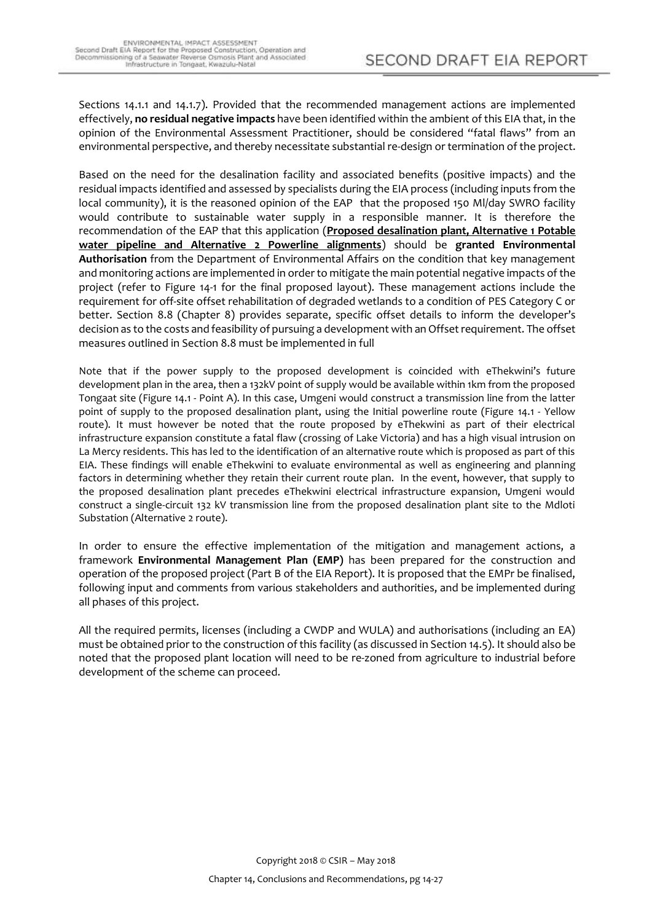Sections 14.1.1 and 14.1.7). Provided that the recommended management actions are implemented effectively, **no residual negative impacts** have been identified within the ambient of this EIA that, in the opinion of the Environmental Assessment Practitioner, should be considered "fatal flaws" from an environmental perspective, and thereby necessitate substantial re-design or termination of the project.

Based on the need for the desalination facility and associated benefits (positive impacts) and the residual impacts identified and assessed by specialists during the EIA process (including inputs from the local community), it is the reasoned opinion of the EAP that the proposed 150 Ml/day SWRO facility would contribute to sustainable water supply in a responsible manner. It is therefore the recommendation of the EAP that this application (**Proposed desalination plant, Alternative 1 Potable water pipeline and Alternative 2 Powerline alignments**) should be **granted Environmental Authorisation** from the Department of Environmental Affairs on the condition that key management and monitoring actions are implemented in order to mitigate the main potential negative impacts of the project (refer to Figure 14-1 for the final proposed layout). These management actions include the requirement for off-site offset rehabilitation of degraded wetlands to a condition of PES Category C or better. Section 8.8 (Chapter 8) provides separate, specific offset details to inform the developer's decision as to the costs and feasibility of pursuing a development with an Offset requirement. The offset measures outlined in Section 8.8 must be implemented in full

Note that if the power supply to the proposed development is coincided with eThekwini's future development plan in the area, then a 132kV point of supply would be available within 1km from the proposed Tongaat site (Figure 14.1 - Point A). In this case, Umgeni would construct a transmission line from the latter point of supply to the proposed desalination plant, using the Initial powerline route (Figure 14.1 - Yellow route). It must however be noted that the route proposed by eThekwini as part of their electrical infrastructure expansion constitute a fatal flaw (crossing of Lake Victoria) and has a high visual intrusion on La Mercy residents. This has led to the identification of an alternative route which is proposed as part of this EIA. These findings will enable eThekwini to evaluate environmental as well as engineering and planning factors in determining whether they retain their current route plan. In the event, however, that supply to the proposed desalination plant precedes eThekwini electrical infrastructure expansion, Umgeni would construct a single-circuit 132 kV transmission line from the proposed desalination plant site to the Mdloti Substation (Alternative 2 route).

In order to ensure the effective implementation of the mitigation and management actions, a framework **Environmental Management Plan (EMP)** has been prepared for the construction and operation of the proposed project (Part B of the EIA Report). It is proposed that the EMPr be finalised, following input and comments from various stakeholders and authorities, and be implemented during all phases of this project.

All the required permits, licenses (including a CWDP and WULA) and authorisations (including an EA) must be obtained prior to the construction of this facility (as discussed in Section 14.5). It should also be noted that the proposed plant location will need to be re-zoned from agriculture to industrial before development of the scheme can proceed.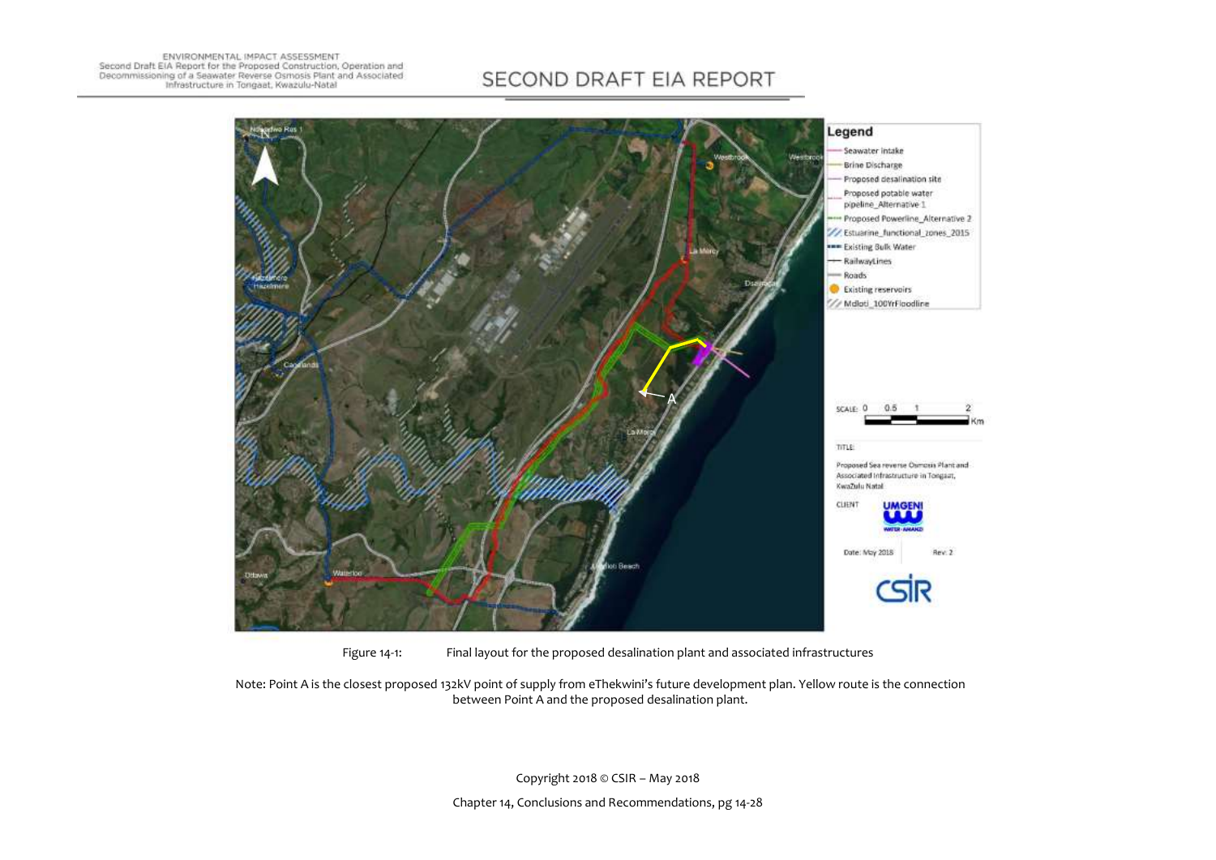Legend

Seawater intake

Brine Discharge

Proposed desalination site

Proposed potable water pipeline_Alternative 1

Proposed Powerline_Alternative 2

Estuarine_functional_zones_2015

Existing Bulk Water

RailwayLines

Roads

Existing reservoirs

Mdloti_100YrFloodline

SCALE: 0 0.5 1 2 Km

TITLE:

Proposed Sea reverse Osmosis Plant and Associated Infrastructure in Tongaat, KwaZulu Natal

CLIENT

UMGENI

Date: May 2018

Rev: 2

CSIR

A

Figure 14-1: Final layout for the proposed desalination plant and associated infrastructures

Note: Point A is the closest proposed 132kV point of supply from eThekwini's future development plan. Yellow route is the connection between Point A and the proposed desalination plant.